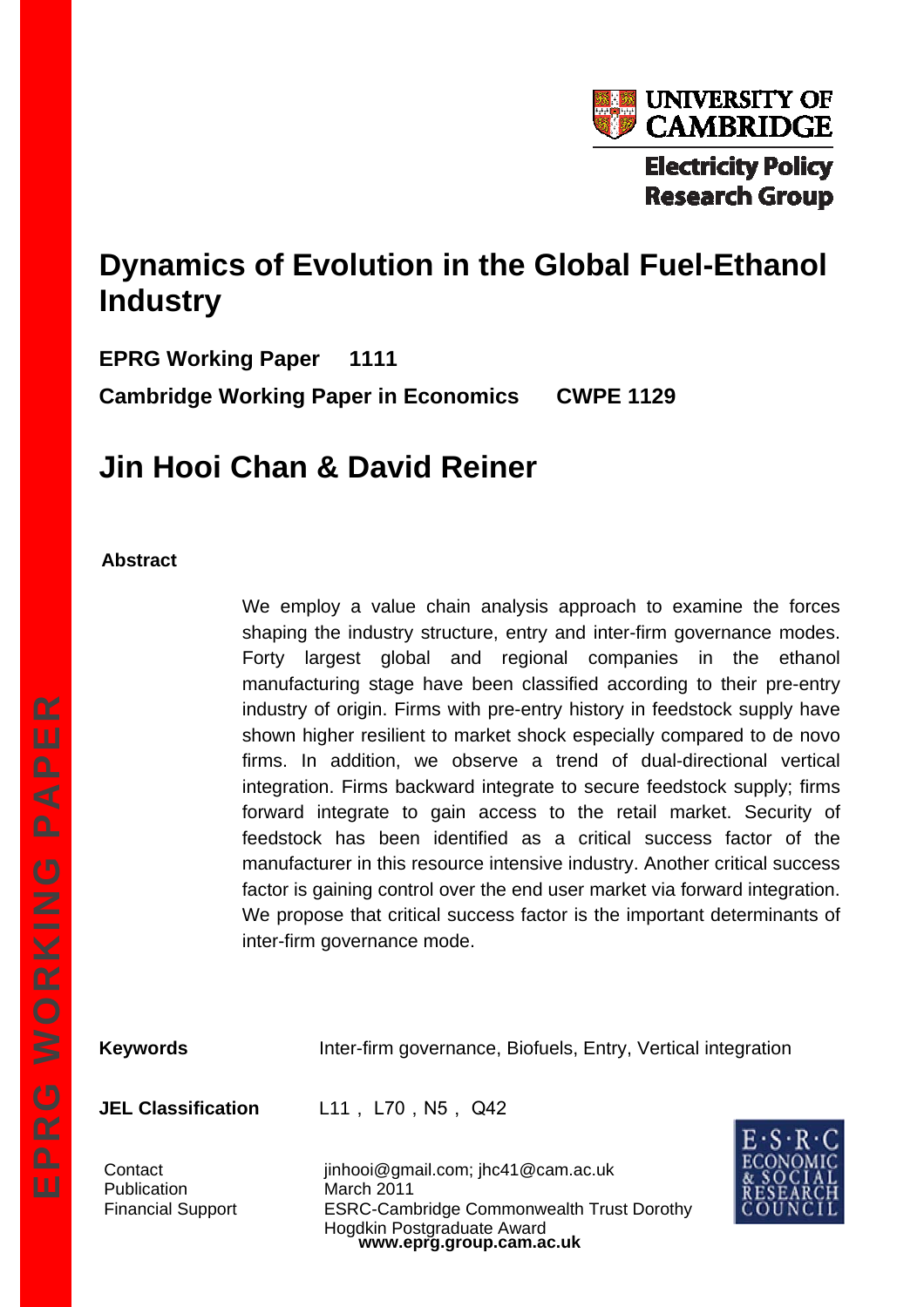UNIVERSITY OF CAMBRIDGE

Electricity Policy Research Group

# Dynamics of Evolution in the Global Fuel-Ethanol Industry

**EPRG Working Paper 1111**

**Cambridge Working Paper in Economics CWPE 1129**

## Jin Hooi Chan & David Reiner

### Abstract

We employ a value chain analysis approach to examine the forces shaping the industry structure, entry and inter-firm governance modes. Forty largest global and regional companies in the ethanol manufacturing stage have been classified according to their pre-entry industry of origin. Firms with pre-entry history in feedstock supply have shown higher resilient to market shock especially compared to de novo firms. In addition, we observe a trend of dual-directional vertical integration. Firms backward integrate to secure feedstock supply; firms forward integrate to gain access to the retail market. Security of feedstock has been identified as a critical success factor of the manufacturer in this resource intensive industry. Another critical success factor is gaining control over the end user market via forward integration. We propose that critical success factor is the important determinants of inter-firm governance mode.

**Keywords** Inter-firm governance, Biofuels, Entry, Vertical integration

**JEL Classification** L11 , L70 , N5 , Q42

Contact jinhooi@gmail.com; jhc41@cam.ac.uk
Publication March 2011
Financial Support ESRC-Cambridge Commonwealth Trust Dorothy Hogdkin Postgraduate Award

**www.eprg.group.cam.ac.uk**

EPRG WORKING PAPER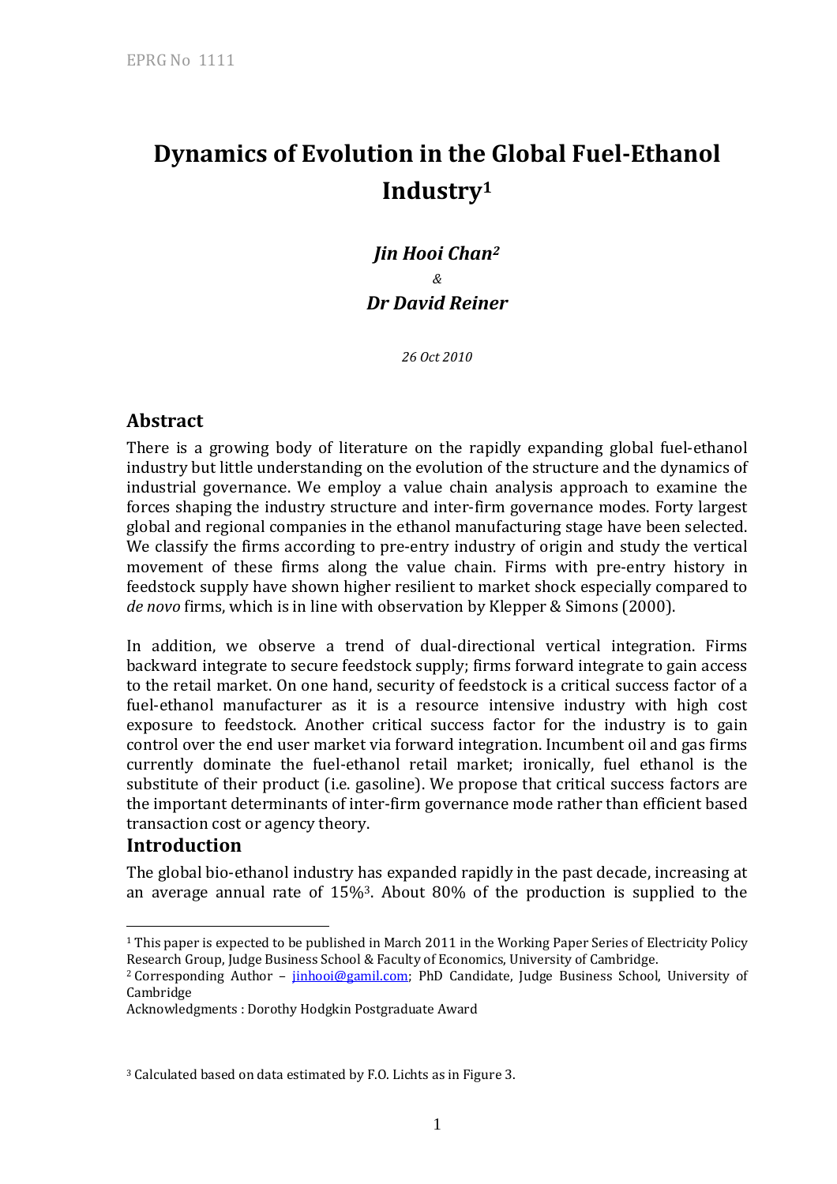# Dynamics of Evolution in the Global Fuel-Ethanol Industry[1]

***Jin Hooi Chan[2]***

*&*

***Dr David Reiner***

*26 Oct 2010*

## Abstract

There is a growing body of literature on the rapidly expanding global fuel-ethanol industry but little understanding on the evolution of the structure and the dynamics of industrial governance. We employ a value chain analysis approach to examine the forces shaping the industry structure and inter-firm governance modes. Forty largest global and regional companies in the ethanol manufacturing stage have been selected. We classify the firms according to pre-entry industry of origin and study the vertical movement of these firms along the value chain. Firms with pre-entry history in feedstock supply have shown higher resilient to market shock especially compared to *de novo* firms, which is in line with observation by Klepper & Simons (2000).

In addition, we observe a trend of dual-directional vertical integration. Firms backward integrate to secure feedstock supply; firms forward integrate to gain access to the retail market. On one hand, security of feedstock is a critical success factor of a fuel-ethanol manufacturer as it is a resource intensive industry with high cost exposure to feedstock. Another critical success factor for the industry is to gain control over the end user market via forward integration. Incumbent oil and gas firms currently dominate the fuel-ethanol retail market; ironically, fuel ethanol is the substitute of their product (i.e. gasoline). We propose that critical success factors are the important determinants of inter-firm governance mode rather than efficient based transaction cost or agency theory.

## Introduction

The global bio-ethanol industry has expanded rapidly in the past decade, increasing at an average annual rate of 15%[3]. About 80% of the production is supplied to the

---

[1] This paper is expected to be published in March 2011 in the Working Paper Series of Electricity Policy Research Group, Judge Business School & Faculty of Economics, University of Cambridge.

[2] Corresponding Author – jinhooi@gamil.com; PhD Candidate, Judge Business School, University of Cambridge

Acknowledgments : Dorothy Hodgkin Postgraduate Award

[3] Calculated based on data estimated by F.O. Lichts as in Figure 3.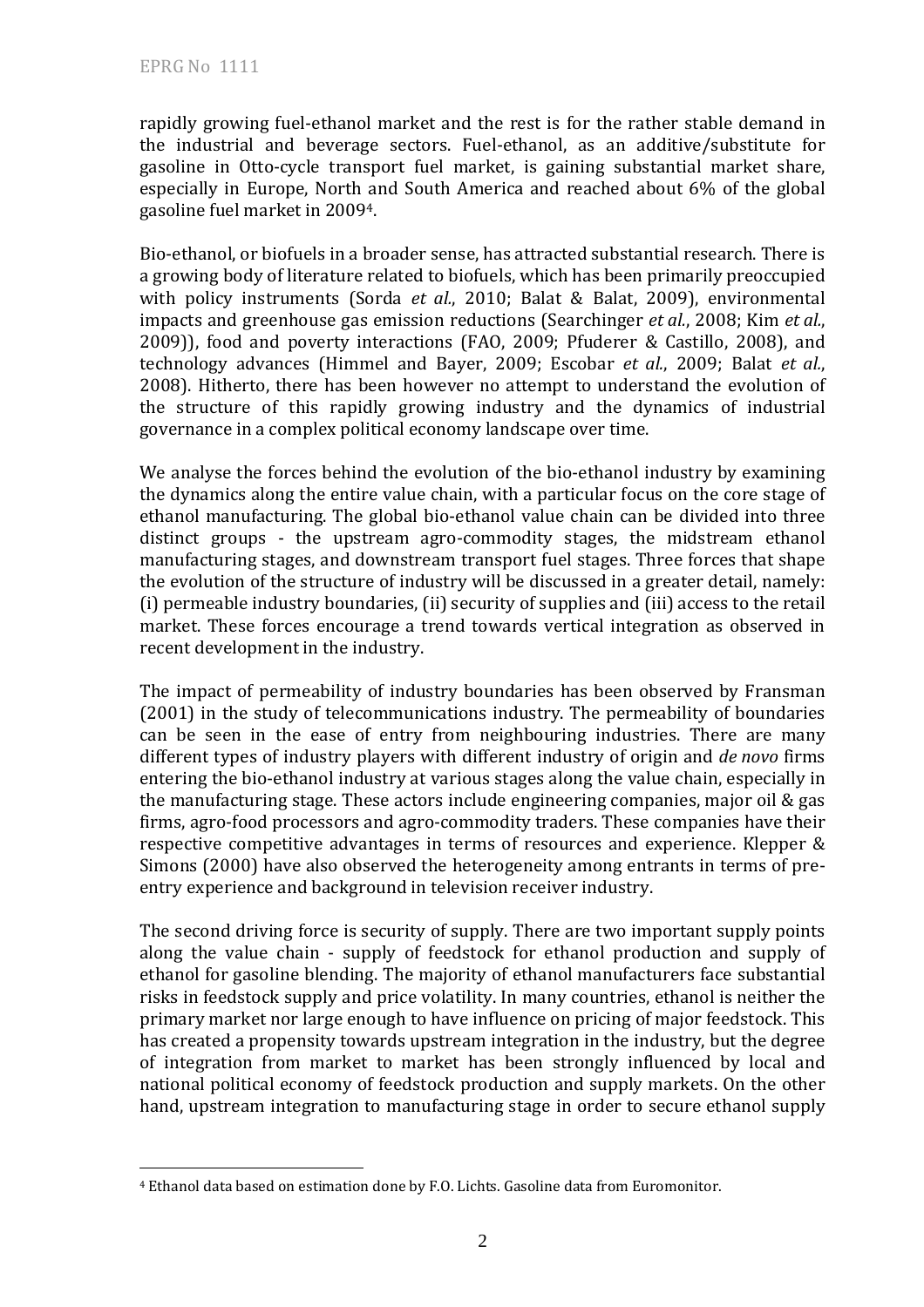rapidly growing fuel-ethanol market and the rest is for the rather stable demand in the industrial and beverage sectors. Fuel-ethanol, as an additive/substitute for gasoline in Otto-cycle transport fuel market, is gaining substantial market share, especially in Europe, North and South America and reached about 6% of the global gasoline fuel market in 2009[4].

Bio-ethanol, or biofuels in a broader sense, has attracted substantial research. There is a growing body of literature related to biofuels, which has been primarily preoccupied with policy instruments (Sorda *et al.*, 2010; Balat & Balat, 2009), environmental impacts and greenhouse gas emission reductions (Searchinger *et al.*, 2008; Kim *et al.*, 2009)), food and poverty interactions (FAO, 2009; Pfuderer & Castillo, 2008), and technology advances (Himmel and Bayer, 2009; Escobar *et al.*, 2009; Balat *et al.*, 2008). Hitherto, there has been however no attempt to understand the evolution of the structure of this rapidly growing industry and the dynamics of industrial governance in a complex political economy landscape over time.

We analyse the forces behind the evolution of the bio-ethanol industry by examining the dynamics along the entire value chain, with a particular focus on the core stage of ethanol manufacturing. The global bio-ethanol value chain can be divided into three distinct groups - the upstream agro-commodity stages, the midstream ethanol manufacturing stages, and downstream transport fuel stages. Three forces that shape the evolution of the structure of industry will be discussed in a greater detail, namely: (i) permeable industry boundaries, (ii) security of supplies and (iii) access to the retail market. These forces encourage a trend towards vertical integration as observed in recent development in the industry.

The impact of permeability of industry boundaries has been observed by Fransman (2001) in the study of telecommunications industry. The permeability of boundaries can be seen in the ease of entry from neighbouring industries. There are many different types of industry players with different industry of origin and *de novo* firms entering the bio-ethanol industry at various stages along the value chain, especially in the manufacturing stage. These actors include engineering companies, major oil & gas firms, agro-food processors and agro-commodity traders. These companies have their respective competitive advantages in terms of resources and experience. Klepper & Simons (2000) have also observed the heterogeneity among entrants in terms of pre-entry experience and background in television receiver industry.

The second driving force is security of supply. There are two important supply points along the value chain - supply of feedstock for ethanol production and supply of ethanol for gasoline blending. The majority of ethanol manufacturers face substantial risks in feedstock supply and price volatility. In many countries, ethanol is neither the primary market nor large enough to have influence on pricing of major feedstock. This has created a propensity towards upstream integration in the industry, but the degree of integration from market to market has been strongly influenced by local and national political economy of feedstock production and supply markets. On the other hand, upstream integration to manufacturing stage in order to secure ethanol supply

[4] Ethanol data based on estimation done by F.O. Lichts. Gasoline data from Euromonitor.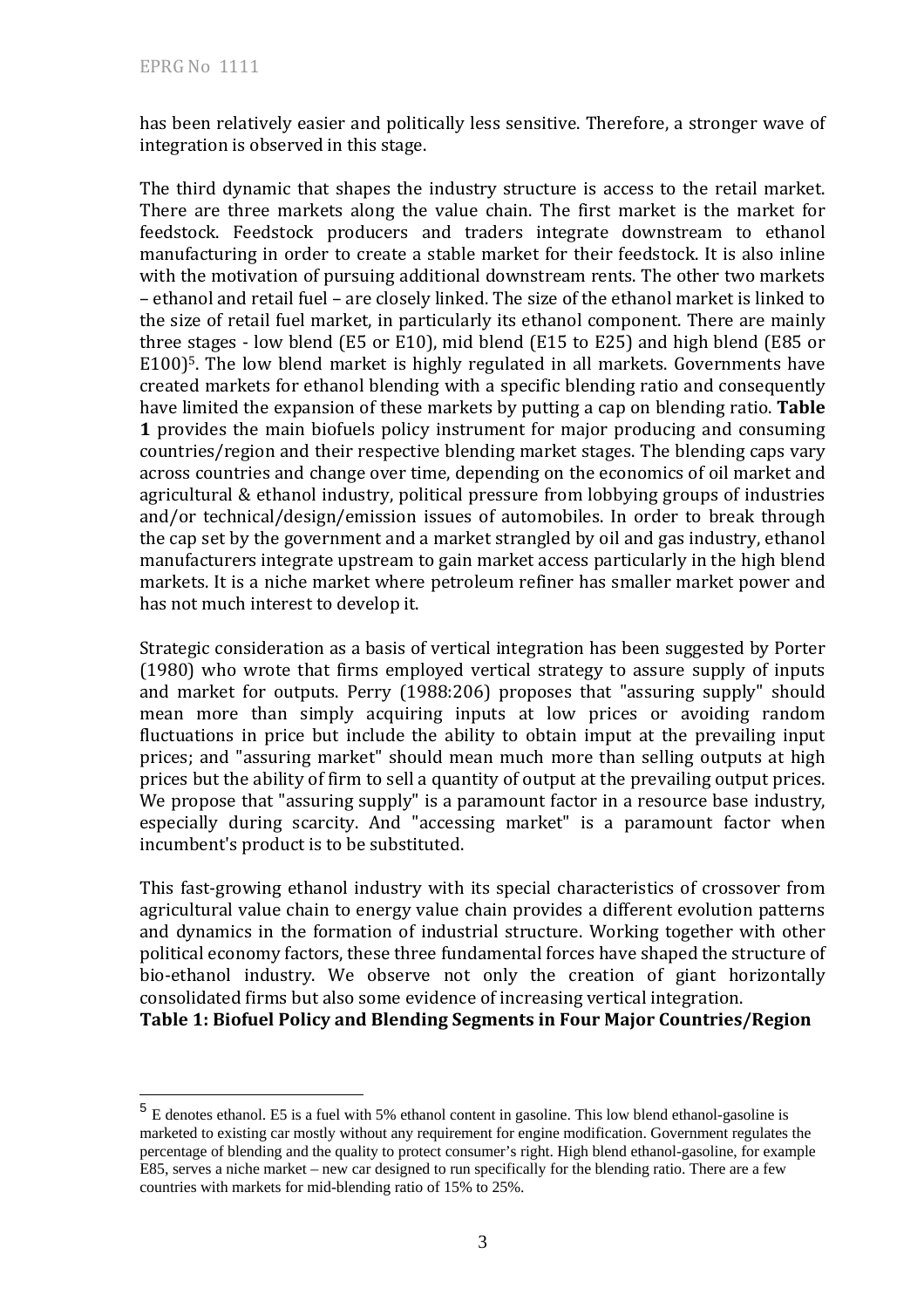has been relatively easier and politically less sensitive. Therefore, a stronger wave of integration is observed in this stage.

The third dynamic that shapes the industry structure is access to the retail market. There are three markets along the value chain. The first market is the market for feedstock. Feedstock producers and traders integrate downstream to ethanol manufacturing in order to create a stable market for their feedstock. It is also inline with the motivation of pursuing additional downstream rents. The other two markets – ethanol and retail fuel – are closely linked. The size of the ethanol market is linked to the size of retail fuel market, in particularly its ethanol component. There are mainly three stages - low blend (E5 or E10), mid blend (E15 to E25) and high blend (E85 or E100)[5]. The low blend market is highly regulated in all markets. Governments have created markets for ethanol blending with a specific blending ratio and consequently have limited the expansion of these markets by putting a cap on blending ratio. **Table 1** provides the main biofuels policy instrument for major producing and consuming countries/region and their respective blending market stages. The blending caps vary across countries and change over time, depending on the economics of oil market and agricultural & ethanol industry, political pressure from lobbying groups of industries and/or technical/design/emission issues of automobiles. In order to break through the cap set by the government and a market strangled by oil and gas industry, ethanol manufacturers integrate upstream to gain market access particularly in the high blend markets. It is a niche market where petroleum refiner has smaller market power and has not much interest to develop it.

Strategic consideration as a basis of vertical integration has been suggested by Porter (1980) who wrote that firms employed vertical strategy to assure supply of inputs and market for outputs. Perry (1988:206) proposes that "assuring supply" should mean more than simply acquiring inputs at low prices or avoiding random fluctuations in price but include the ability to obtain imput at the prevailing input prices; and "assuring market" should mean much more than selling outputs at high prices but the ability of firm to sell a quantity of output at the prevailing output prices. We propose that "assuring supply" is a paramount factor in a resource base industry, especially during scarcity. And "accessing market" is a paramount factor when incumbent's product is to be substituted.

This fast-growing ethanol industry with its special characteristics of crossover from agricultural value chain to energy value chain provides a different evolution patterns and dynamics in the formation of industrial structure. Working together with other political economy factors, these three fundamental forces have shaped the structure of bio-ethanol industry. We observe not only the creation of giant horizontally consolidated firms but also some evidence of increasing vertical integration.

**Table 1: Biofuel Policy and Blending Segments in Four Major Countries/Region**

[5] E denotes ethanol. E5 is a fuel with 5% ethanol content in gasoline. This low blend ethanol-gasoline is marketed to existing car mostly without any requirement for engine modification. Government regulates the percentage of blending and the quality to protect consumer's right. High blend ethanol-gasoline, for example E85, serves a niche market – new car designed to run specifically for the blending ratio. There are a few countries with markets for mid-blending ratio of 15% to 25%.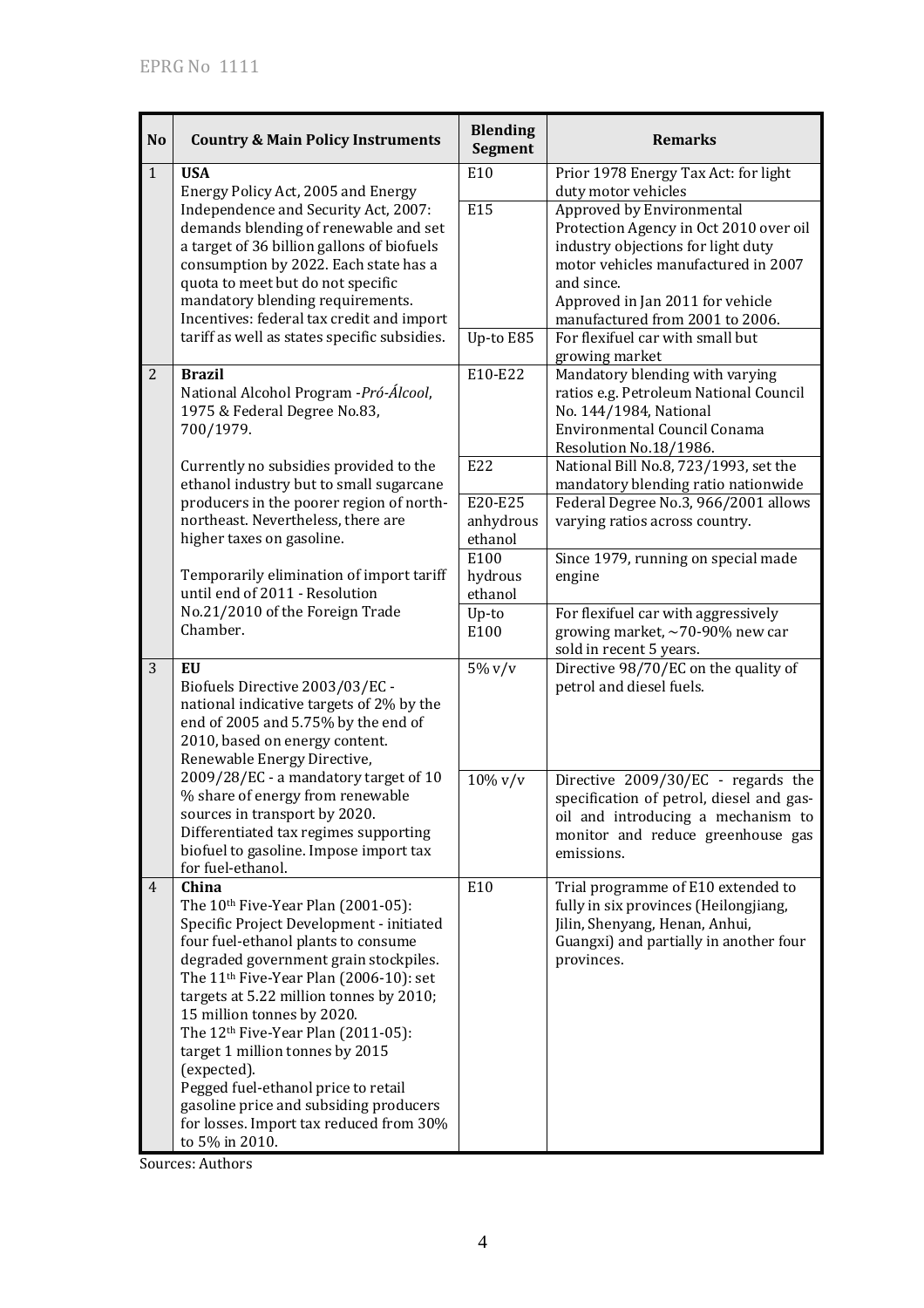| No | Country & Main Policy Instruments | Blending Segment | Remarks |
|---|---|---|---|
| 1 | **USA** Energy Policy Act, 2005 and Energy Independence and Security Act, 2007: demands blending of renewable and set a target of 36 billion gallons of biofuels consumption by 2022. Each state has a quota to meet but do not specific mandatory blending requirements. Incentives: federal tax credit and import tariff as well as states specific subsidies. | E10 | Prior 1978 Energy Tax Act: for light duty motor vehicles |
| | | E15 | Approved by Environmental Protection Agency in Oct 2010 over oil industry objections for light duty motor vehicles manufactured in 2007 and since. Approved in Jan 2011 for vehicle manufactured from 2001 to 2006. |
| | | Up-to E85 | For flexifuel car with small but growing market |
| 2 | **Brazil** National Alcohol Program -*Pró-Álcool*, 1975 & Federal Degree No.83, 700/1979. | E10-E22 | Mandatory blending with varying ratios e.g. Petroleum National Council No. 144/1984, National Environmental Council Conama Resolution No.18/1986. |
| | Currently no subsidies provided to the ethanol industry but to small sugarcane producers in the poorer region of north-northeast. Nevertheless, there are higher taxes on gasoline. | E22 | National Bill No.8, 723/1993, set the mandatory blending ratio nationwide |
| | | E20-E25 anhydrous ethanol | Federal Degree No.3, 966/2001 allows varying ratios across country. |
| | Temporarily elimination of import tariff until end of 2011 - Resolution No.21/2010 of the Foreign Trade Chamber. | E100 hydrous ethanol | Since 1979, running on special made engine |
| | | Up-to E100 | For flexifuel car with aggressively growing market, ~70-90% new car sold in recent 5 years. |
| 3 | **EU** Biofuels Directive 2003/03/EC - national indicative targets of 2% by the end of 2005 and 5.75% by the end of 2010, based on energy content. Renewable Energy Directive, 2009/28/EC - a mandatory target of 10 % share of energy from renewable sources in transport by 2020. Differentiated tax regimes supporting biofuel to gasoline. Impose import tax for fuel-ethanol. | 5% v/v | Directive 98/70/EC on the quality of petrol and diesel fuels. |
| | | 10% v/v | Directive 2009/30/EC - regards the specification of petrol, diesel and gas-oil and introducing a mechanism to monitor and reduce greenhouse gas emissions. |
| 4 | **China** The 10th Five-Year Plan (2001-05): Specific Project Development - initiated four fuel-ethanol plants to consume degraded government grain stockpiles. The 11th Five-Year Plan (2006-10): set targets at 5.22 million tonnes by 2010; 15 million tonnes by 2020. The 12th Five-Year Plan (2011-05): target 1 million tonnes by 2015 (expected). Pegged fuel-ethanol price to retail gasoline price and subsiding producers for losses. Import tax reduced from 30% to 5% in 2010. | E10 | Trial programme of E10 extended to fully in six provinces (Heilongjiang, Jilin, Shenyang, Henan, Anhui, Guangxi) and partially in another four provinces. |

Sources: Authors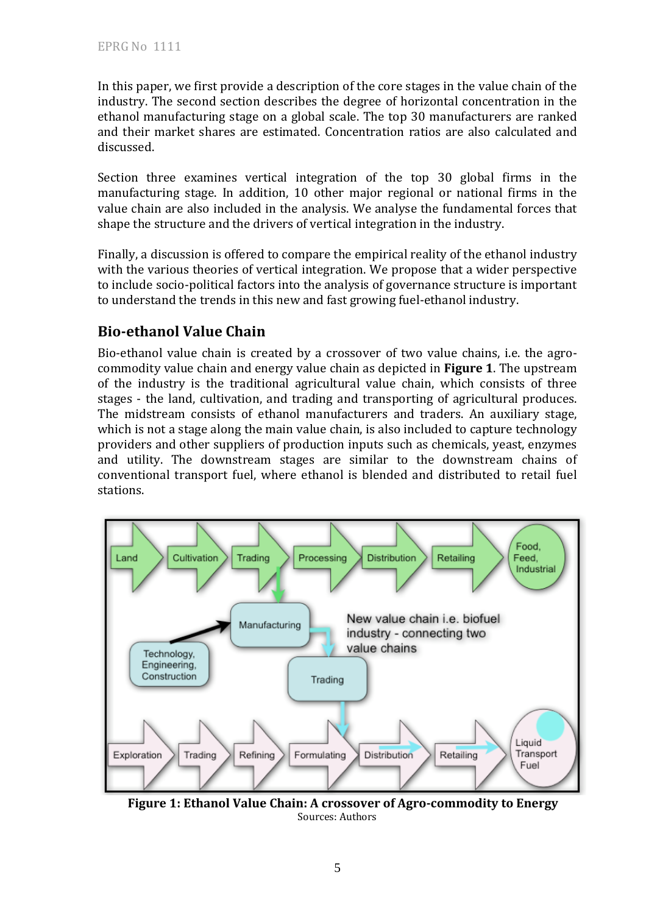In this paper, we first provide a description of the core stages in the value chain of the industry. The second section describes the degree of horizontal concentration in the ethanol manufacturing stage on a global scale. The top 30 manufacturers are ranked and their market shares are estimated. Concentration ratios are also calculated and discussed.

Section three examines vertical integration of the top 30 global firms in the manufacturing stage. In addition, 10 other major regional or national firms in the value chain are also included in the analysis. We analyse the fundamental forces that shape the structure and the drivers of vertical integration in the industry.

Finally, a discussion is offered to compare the empirical reality of the ethanol industry with the various theories of vertical integration. We propose that a wider perspective to include socio-political factors into the analysis of governance structure is important to understand the trends in this new and fast growing fuel-ethanol industry.

## Bio-ethanol Value Chain

Bio-ethanol value chain is created by a crossover of two value chains, i.e. the agro-commodity value chain and energy value chain as depicted in **Figure 1**. The upstream of the industry is the traditional agricultural value chain, which consists of three stages - the land, cultivation, and trading and transporting of agricultural produces. The midstream consists of ethanol manufacturers and traders. An auxiliary stage, which is not a stage along the main value chain, is also included to capture technology providers and other suppliers of production inputs such as chemicals, yeast, enzymes and utility. The downstream stages are similar to the downstream chains of conventional transport fuel, where ethanol is blended and distributed to retail fuel stations.

**Figure 1: Ethanol Value Chain: A crossover of Agro-commodity to Energy**

Sources: Authors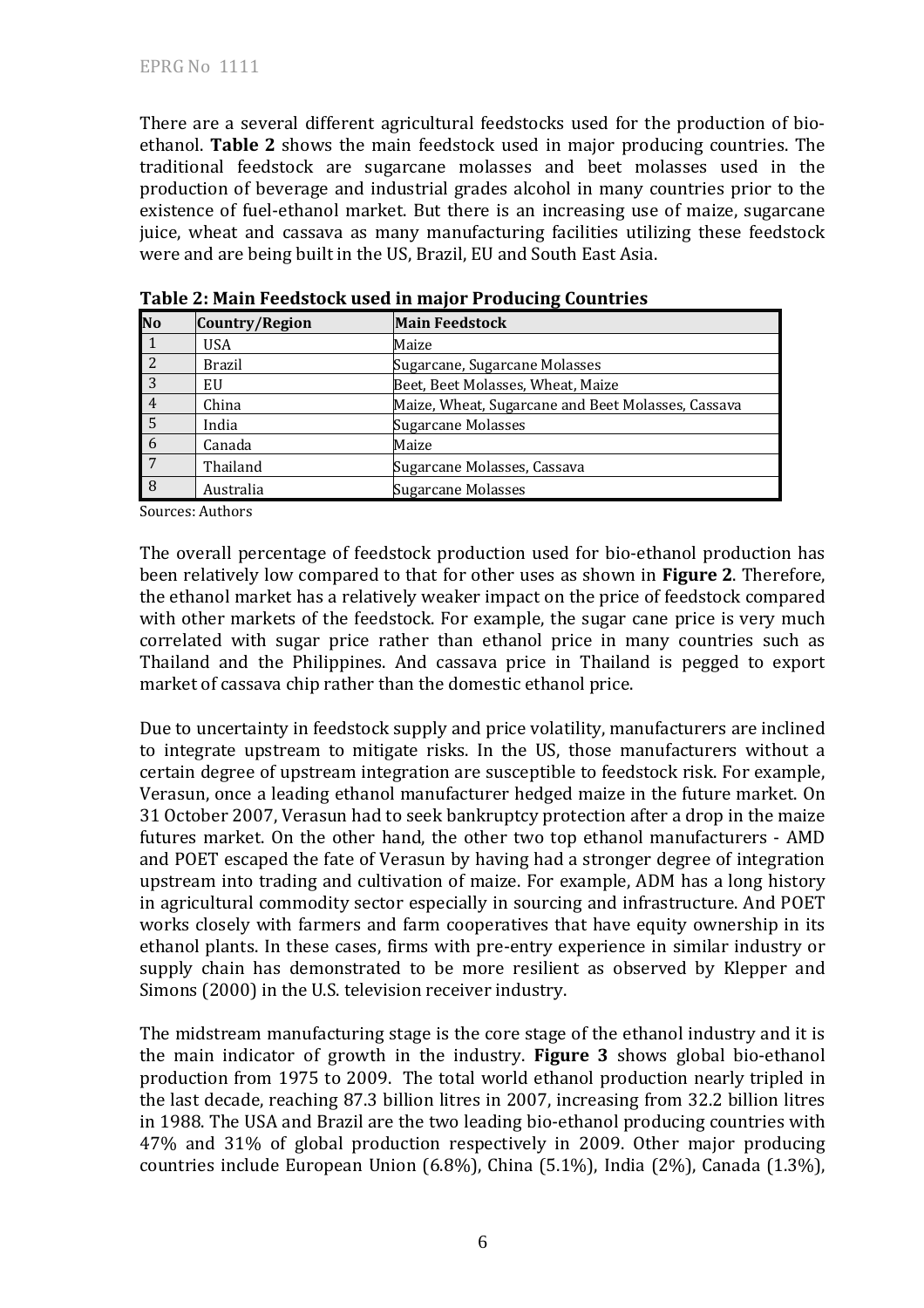There are a several different agricultural feedstocks used for the production of bio-ethanol. **Table 2** shows the main feedstock used in major producing countries. The traditional feedstock are sugarcane molasses and beet molasses used in the production of beverage and industrial grades alcohol in many countries prior to the existence of fuel-ethanol market. But there is an increasing use of maize, sugarcane juice, wheat and cassava as many manufacturing facilities utilizing these feedstock were and are being built in the US, Brazil, EU and South East Asia.

**Table 2: Main Feedstock used in major Producing Countries**

| No | Country/Region | Main Feedstock |
|---|---|---|
| 1 | USA | Maize |
| 2 | Brazil | Sugarcane, Sugarcane Molasses |
| 3 | EU | Beet, Beet Molasses, Wheat, Maize |
| 4 | China | Maize, Wheat, Sugarcane and Beet Molasses, Cassava |
| 5 | India | Sugarcane Molasses |
| 6 | Canada | Maize |
| 7 | Thailand | Sugarcane Molasses, Cassava |
| 8 | Australia | Sugarcane Molasses |

Sources: Authors

The overall percentage of feedstock production used for bio-ethanol production has been relatively low compared to that for other uses as shown in **Figure 2**. Therefore, the ethanol market has a relatively weaker impact on the price of feedstock compared with other markets of the feedstock. For example, the sugar cane price is very much correlated with sugar price rather than ethanol price in many countries such as Thailand and the Philippines. And cassava price in Thailand is pegged to export market of cassava chip rather than the domestic ethanol price.

Due to uncertainty in feedstock supply and price volatility, manufacturers are inclined to integrate upstream to mitigate risks. In the US, those manufacturers without a certain degree of upstream integration are susceptible to feedstock risk. For example, Verasun, once a leading ethanol manufacturer hedged maize in the future market. On 31 October 2007, Verasun had to seek bankruptcy protection after a drop in the maize futures market. On the other hand, the other two top ethanol manufacturers - AMD and POET escaped the fate of Verasun by having had a stronger degree of integration upstream into trading and cultivation of maize. For example, ADM has a long history in agricultural commodity sector especially in sourcing and infrastructure. And POET works closely with farmers and farm cooperatives that have equity ownership in its ethanol plants. In these cases, firms with pre-entry experience in similar industry or supply chain has demonstrated to be more resilient as observed by Klepper and Simons (2000) in the U.S. television receiver industry.

The midstream manufacturing stage is the core stage of the ethanol industry and it is the main indicator of growth in the industry. **Figure 3** shows global bio-ethanol production from 1975 to 2009. The total world ethanol production nearly tripled in the last decade, reaching 87.3 billion litres in 2007, increasing from 32.2 billion litres in 1988. The USA and Brazil are the two leading bio-ethanol producing countries with 47% and 31% of global production respectively in 2009. Other major producing countries include European Union (6.8%), China (5.1%), India (2%), Canada (1.3%),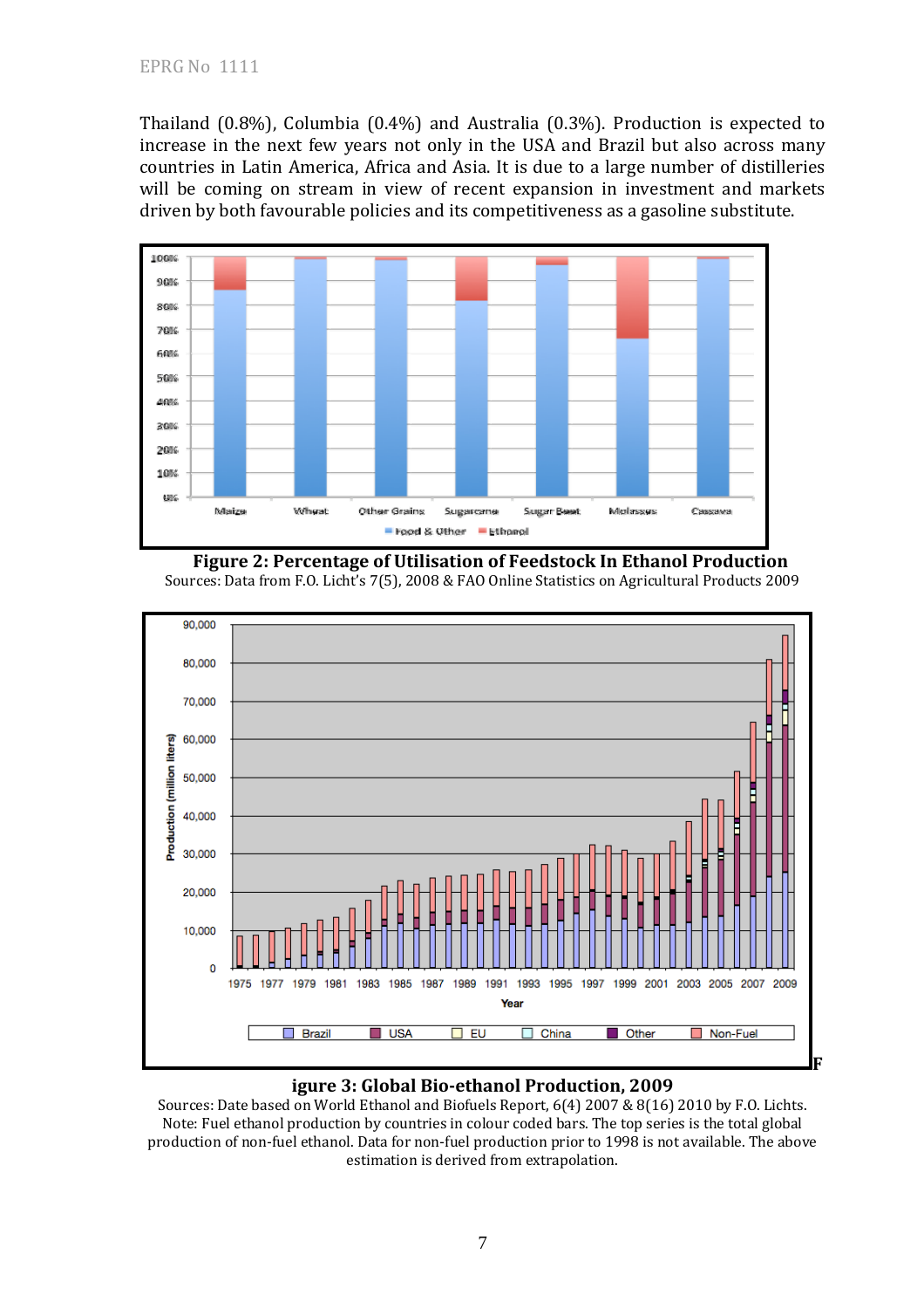Thailand (0.8%), Columbia (0.4%) and Australia (0.3%). Production is expected to increase in the next few years not only in the USA and Brazil but also across many countries in Latin America, Africa and Asia. It is due to a large number of distilleries will be coming on stream in view of recent expansion in investment and markets driven by both favourable policies and its competitiveness as a gasoline substitute.

**Figure 2: Percentage of Utilisation of Feedstock In Ethanol Production**

Sources: Data from F.O. Licht's 7(5), 2008 & FAO Online Statistics on Agricultural Products 2009

**Figure 3: Global Bio-ethanol Production, 2009**

Sources: Date based on World Ethanol and Biofuels Report, 6(4) 2007 & 8(16) 2010 by F.O. Lichts.
Note: Fuel ethanol production by countries in colour coded bars. The top series is the total global production of non-fuel ethanol. Data for non-fuel production prior to 1998 is not available. The above estimation is derived from extrapolation.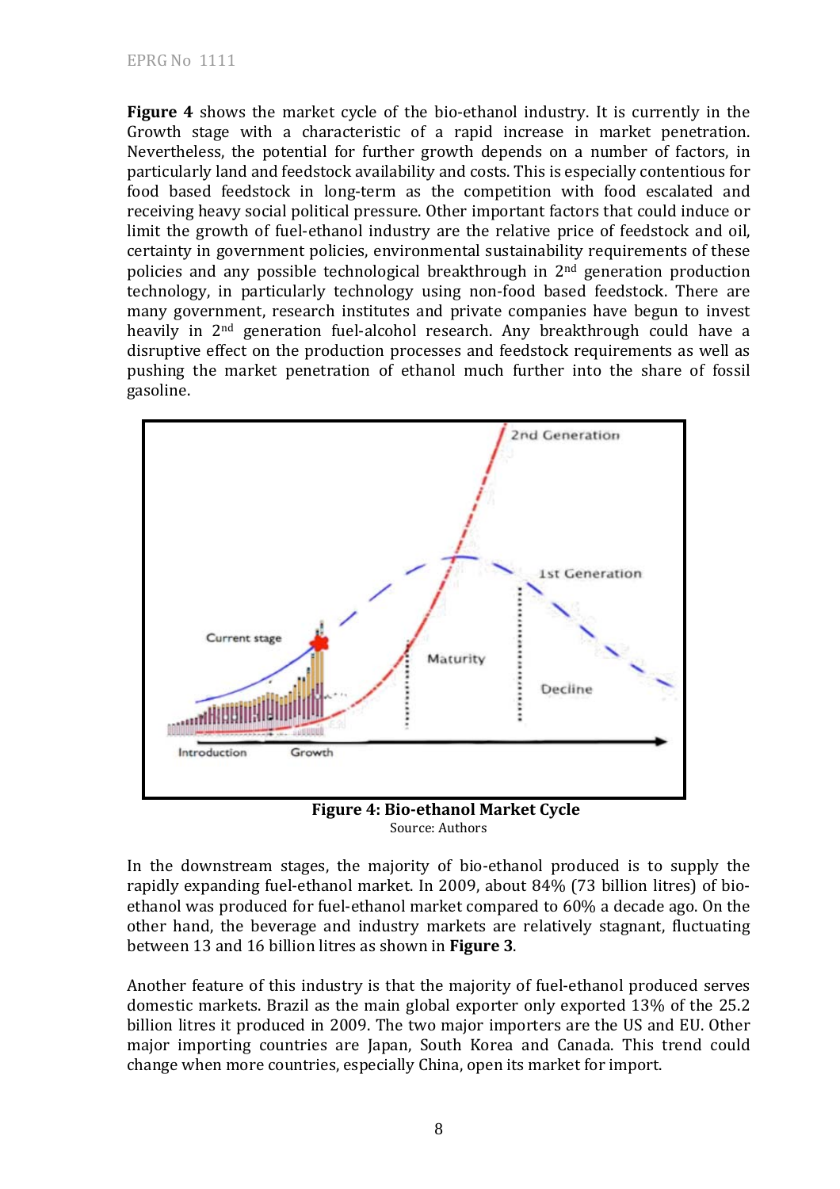**Figure 4** shows the market cycle of the bio-ethanol industry. It is currently in the Growth stage with a characteristic of a rapid increase in market penetration. Nevertheless, the potential for further growth depends on a number of factors, in particularly land and feedstock availability and costs. This is especially contentious for food based feedstock in long-term as the competition with food escalated and receiving heavy social political pressure. Other important factors that could induce or limit the growth of fuel-ethanol industry are the relative price of feedstock and oil, certainty in government policies, environmental sustainability requirements of these policies and any possible technological breakthrough in 2nd generation production technology, in particularly technology using non-food based feedstock. There are many government, research institutes and private companies have begun to invest heavily in 2nd generation fuel-alcohol research. Any breakthrough could have a disruptive effect on the production processes and feedstock requirements as well as pushing the market penetration of ethanol much further into the share of fossil gasoline.

**Figure 4: Bio-ethanol Market Cycle**
Source: Authors

In the downstream stages, the majority of bio-ethanol produced is to supply the rapidly expanding fuel-ethanol market. In 2009, about 84% (73 billion litres) of bio-ethanol was produced for fuel-ethanol market compared to 60% a decade ago. On the other hand, the beverage and industry markets are relatively stagnant, fluctuating between 13 and 16 billion litres as shown in **Figure 3**.

Another feature of this industry is that the majority of fuel-ethanol produced serves domestic markets. Brazil as the main global exporter only exported 13% of the 25.2 billion litres it produced in 2009. The two major importers are the US and EU. Other major importing countries are Japan, South Korea and Canada. This trend could change when more countries, especially China, open its market for import.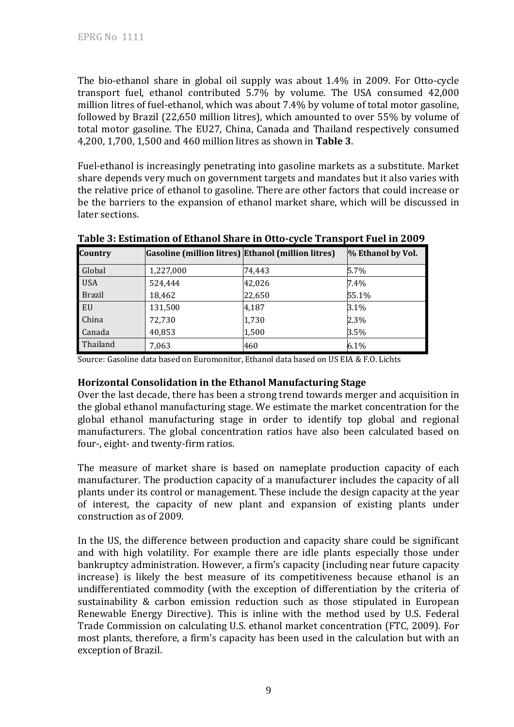The bio-ethanol share in global oil supply was about 1.4% in 2009. For Otto-cycle transport fuel, ethanol contributed 5.7% by volume. The USA consumed 42,000 million litres of fuel-ethanol, which was about 7.4% by volume of total motor gasoline, followed by Brazil (22,650 million litres), which amounted to over 55% by volume of total motor gasoline. The EU27, China, Canada and Thailand respectively consumed 4,200, 1,700, 1,500 and 460 million litres as shown in **Table 3**.

Fuel-ethanol is increasingly penetrating into gasoline markets as a substitute. Market share depends very much on government targets and mandates but it also varies with the relative price of ethanol to gasoline. There are other factors that could increase or be the barriers to the expansion of ethanol market share, which will be discussed in later sections.

**Table 3: Estimation of Ethanol Share in Otto-cycle Transport Fuel in 2009**

| Country | Gasoline (million litres) | Ethanol (million litres) | % Ethanol by Vol. |
|---|---|---|---|
| Global | 1,227,000 | 74,443 | 5.7% |
| USA | 524,444 | 42,026 | 7.4% |
| Brazil | 18,462 | 22,650 | 55.1% |
| EU | 131,500 | 4,187 | 3.1% |
| China | 72,730 | 1,730 | 2.3% |
| Canada | 40,853 | 1,500 | 3.5% |
| Thailand | 7,063 | 460 | 6.1% |

Source: Gasoline data based on Euromonitor, Ethanol data based on US EIA & F.O. Lichts

**Horizontal Consolidation in the Ethanol Manufacturing Stage**

Over the last decade, there has been a strong trend towards merger and acquisition in the global ethanol manufacturing stage. We estimate the market concentration for the global ethanol manufacturing stage in order to identify top global and regional manufacturers. The global concentration ratios have also been calculated based on four-, eight- and twenty-firm ratios.

The measure of market share is based on nameplate production capacity of each manufacturer. The production capacity of a manufacturer includes the capacity of all plants under its control or management. These include the design capacity at the year of interest, the capacity of new plant and expansion of existing plants under construction as of 2009.

In the US, the difference between production and capacity share could be significant and with high volatility. For example there are idle plants especially those under bankruptcy administration. However, a firm's capacity (including near future capacity increase) is likely the best measure of its competitiveness because ethanol is an undifferentiated commodity (with the exception of differentiation by the criteria of sustainability & carbon emission reduction such as those stipulated in European Renewable Energy Directive). This is inline with the method used by U.S. Federal Trade Commission on calculating U.S. ethanol market concentration (FTC, 2009). For most plants, therefore, a firm's capacity has been used in the calculation but with an exception of Brazil.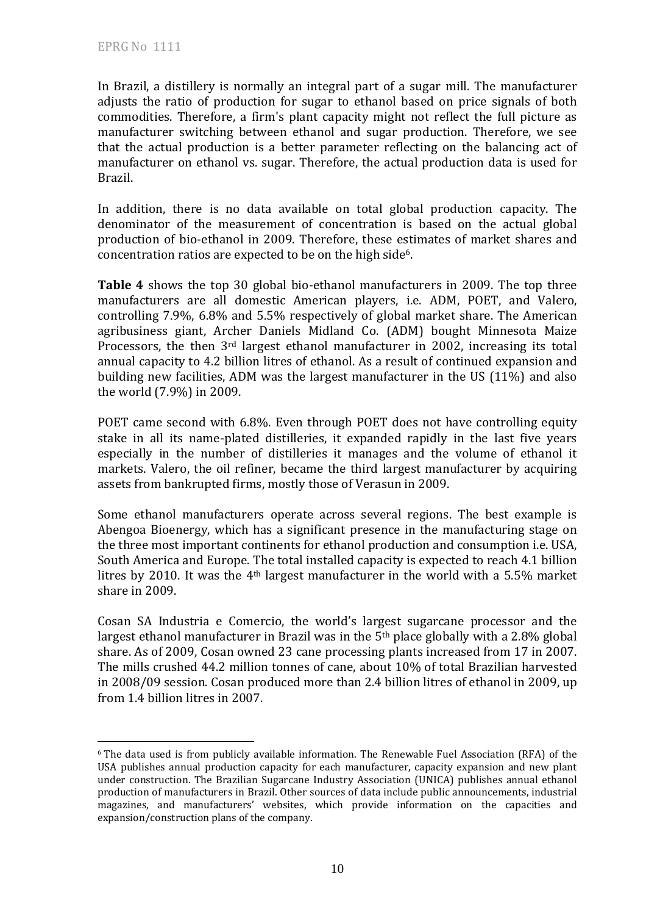In Brazil, a distillery is normally an integral part of a sugar mill. The manufacturer adjusts the ratio of production for sugar to ethanol based on price signals of both commodities. Therefore, a firm's plant capacity might not reflect the full picture as manufacturer switching between ethanol and sugar production. Therefore, we see that the actual production is a better parameter reflecting on the balancing act of manufacturer on ethanol vs. sugar. Therefore, the actual production data is used for Brazil.

In addition, there is no data available on total global production capacity. The denominator of the measurement of concentration is based on the actual global production of bio-ethanol in 2009. Therefore, these estimates of market shares and concentration ratios are expected to be on the high side[6].

**Table 4** shows the top 30 global bio-ethanol manufacturers in 2009. The top three manufacturers are all domestic American players, i.e. ADM, POET, and Valero, controlling 7.9%, 6.8% and 5.5% respectively of global market share. The American agribusiness giant, Archer Daniels Midland Co. (ADM) bought Minnesota Maize Processors, the then 3rd largest ethanol manufacturer in 2002, increasing its total annual capacity to 4.2 billion litres of ethanol. As a result of continued expansion and building new facilities, ADM was the largest manufacturer in the US (11%) and also the world (7.9%) in 2009.

POET came second with 6.8%. Even through POET does not have controlling equity stake in all its name-plated distilleries, it expanded rapidly in the last five years especially in the number of distilleries it manages and the volume of ethanol it markets. Valero, the oil refiner, became the third largest manufacturer by acquiring assets from bankrupted firms, mostly those of Verasun in 2009.

Some ethanol manufacturers operate across several regions. The best example is Abengoa Bioenergy, which has a significant presence in the manufacturing stage on the three most important continents for ethanol production and consumption i.e. USA, South America and Europe. The total installed capacity is expected to reach 4.1 billion litres by 2010. It was the 4th largest manufacturer in the world with a 5.5% market share in 2009.

Cosan SA Industria e Comercio, the world's largest sugarcane processor and the largest ethanol manufacturer in Brazil was in the 5th place globally with a 2.8% global share. As of 2009, Cosan owned 23 cane processing plants increased from 17 in 2007. The mills crushed 44.2 million tonnes of cane, about 10% of total Brazilian harvested in 2008/09 session. Cosan produced more than 2.4 billion litres of ethanol in 2009, up from 1.4 billion litres in 2007.

---

[6] The data used is from publicly available information. The Renewable Fuel Association (RFA) of the USA publishes annual production capacity for each manufacturer, capacity expansion and new plant under construction. The Brazilian Sugarcane Industry Association (UNICA) publishes annual ethanol production of manufacturers in Brazil. Other sources of data include public announcements, industrial magazines, and manufacturers' websites, which provide information on the capacities and expansion/construction plans of the company.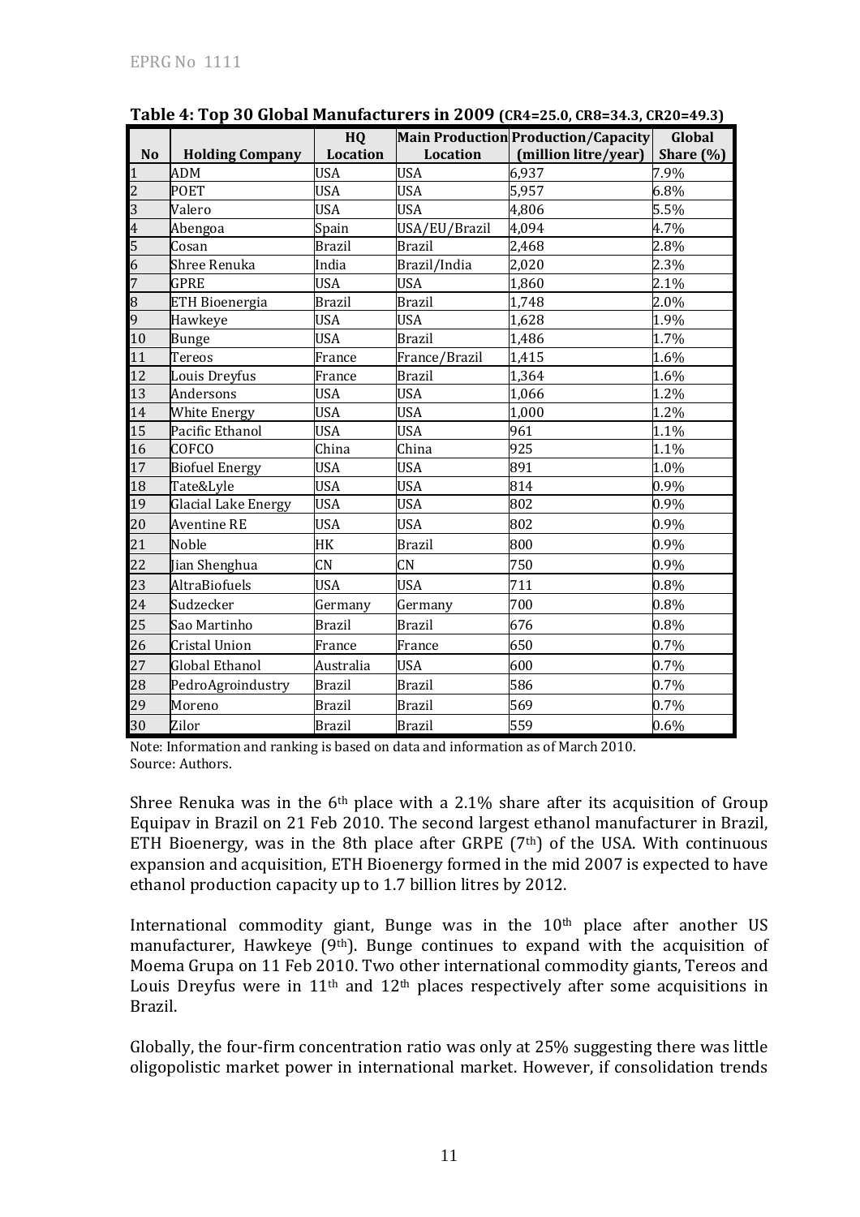**Table 4: Top 30 Global Manufacturers in 2009 (CR4=25.0, CR8=34.3, CR20=49.3)**

| No | Holding Company | HQ Location | Main Production Location | Production/Capacity (million litre/year) | Global Share (%) |
|---|---|---|---|---|---|
| 1 | ADM | USA | USA | 6,937 | 7.9% |
| 2 | POET | USA | USA | 5,957 | 6.8% |
| 3 | Valero | USA | USA | 4,806 | 5.5% |
| 4 | Abengoa | Spain | USA/EU/Brazil | 4,094 | 4.7% |
| 5 | Cosan | Brazil | Brazil | 2,468 | 2.8% |
| 6 | Shree Renuka | India | Brazil/India | 2,020 | 2.3% |
| 7 | GPRE | USA | USA | 1,860 | 2.1% |
| 8 | ETH Bioenergia | Brazil | Brazil | 1,748 | 2.0% |
| 9 | Hawkeye | USA | USA | 1,628 | 1.9% |
| 10 | Bunge | USA | Brazil | 1,486 | 1.7% |
| 11 | Tereos | France | France/Brazil | 1,415 | 1.6% |
| 12 | Louis Dreyfus | France | Brazil | 1,364 | 1.6% |
| 13 | Andersons | USA | USA | 1,066 | 1.2% |
| 14 | White Energy | USA | USA | 1,000 | 1.2% |
| 15 | Pacific Ethanol | USA | USA | 961 | 1.1% |
| 16 | COFCO | China | China | 925 | 1.1% |
| 17 | Biofuel Energy | USA | USA | 891 | 1.0% |
| 18 | Tate&Lyle | USA | USA | 814 | 0.9% |
| 19 | Glacial Lake Energy | USA | USA | 802 | 0.9% |
| 20 | Aventine RE | USA | USA | 802 | 0.9% |
| 21 | Noble | HK | Brazil | 800 | 0.9% |
| 22 | Jian Shenghua | CN | CN | 750 | 0.9% |
| 23 | AltraBiofuels | USA | USA | 711 | 0.8% |
| 24 | Sudzecker | Germany | Germany | 700 | 0.8% |
| 25 | Sao Martinho | Brazil | Brazil | 676 | 0.8% |
| 26 | Cristal Union | France | France | 650 | 0.7% |
| 27 | Global Ethanol | Australia | USA | 600 | 0.7% |
| 28 | PedroAgroindustry | Brazil | Brazil | 586 | 0.7% |
| 29 | Moreno | Brazil | Brazil | 569 | 0.7% |
| 30 | Zilor | Brazil | Brazil | 559 | 0.6% |

Note: Information and ranking is based on data and information as of March 2010.
Source: Authors.

Shree Renuka was in the 6th place with a 2.1% share after its acquisition of Group Equipav in Brazil on 21 Feb 2010. The second largest ethanol manufacturer in Brazil, ETH Bioenergy, was in the 8th place after GRPE (7th) of the USA. With continuous expansion and acquisition, ETH Bioenergy formed in the mid 2007 is expected to have ethanol production capacity up to 1.7 billion litres by 2012.

International commodity giant, Bunge was in the 10th place after another US manufacturer, Hawkeye (9th). Bunge continues to expand with the acquisition of Moema Grupa on 11 Feb 2010. Two other international commodity giants, Tereos and Louis Dreyfus were in 11th and 12th places respectively after some acquisitions in Brazil.

Globally, the four-firm concentration ratio was only at 25% suggesting there was little oligopolistic market power in international market. However, if consolidation trends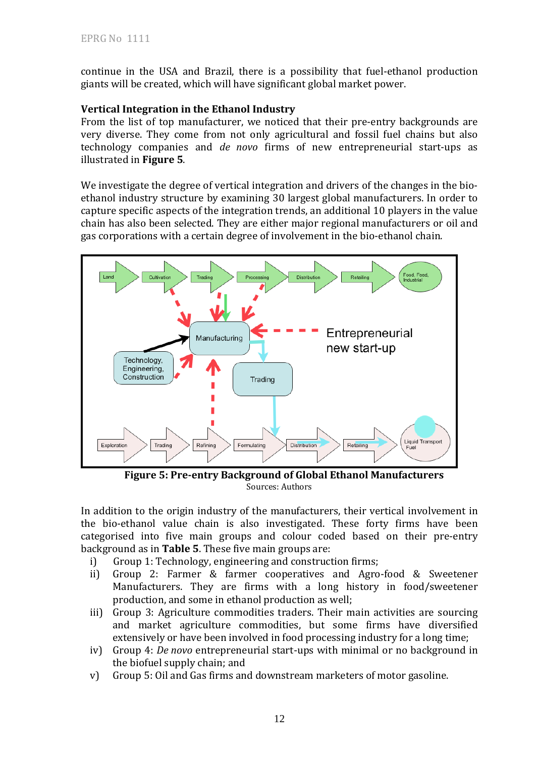continue in the USA and Brazil, there is a possibility that fuel-ethanol production giants will be created, which will have significant global market power.

**Vertical Integration in the Ethanol Industry**

From the list of top manufacturer, we noticed that their pre-entry backgrounds are very diverse. They come from not only agricultural and fossil fuel chains but also technology companies and *de novo* firms of new entrepreneurial start-ups as illustrated in **Figure 5**.

We investigate the degree of vertical integration and drivers of the changes in the bio-ethanol industry structure by examining 30 largest global manufacturers. In order to capture specific aspects of the integration trends, an additional 10 players in the value chain has also been selected. They are either major regional manufacturers or oil and gas corporations with a certain degree of involvement in the bio-ethanol chain.

**Figure 5: Pre-entry Background of Global Ethanol Manufacturers**

Sources: Authors

In addition to the origin industry of the manufacturers, their vertical involvement in the bio-ethanol value chain is also investigated. These forty firms have been categorised into five main groups and colour coded based on their pre-entry background as in **Table 5**. These five main groups are:

i) Group 1: Technology, engineering and construction firms;
ii) Group 2: Farmer & farmer cooperatives and Agro-food & Sweetener Manufacturers. They are firms with a long history in food/sweetener production, and some in ethanol production as well;
iii) Group 3: Agriculture commodities traders. Their main activities are sourcing and market agriculture commodities, but some firms have diversified extensively or have been involved in food processing industry for a long time;
iv) Group 4: *De novo* entrepreneurial start-ups with minimal or no background in the biofuel supply chain; and
v) Group 5: Oil and Gas firms and downstream marketers of motor gasoline.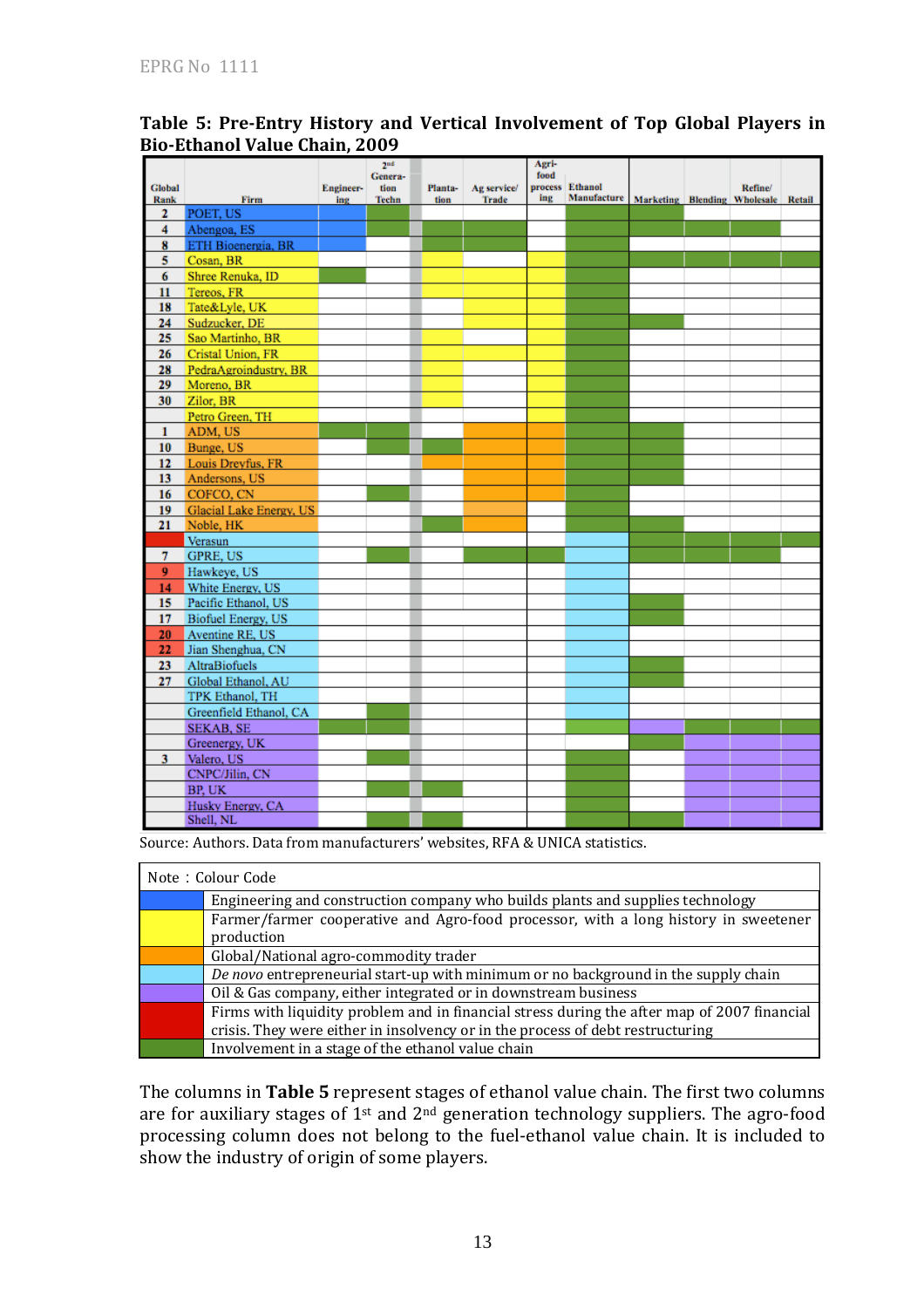**Table 5: Pre-Entry History and Vertical Involvement of Top Global Players in Bio-Ethanol Value Chain, 2009**

| Global Rank | Firm | Engineering | 2nd Generation Techn | Plantation | Ag service/ Trade | Agri-food processing | Ethanol Manufacture | Marketing | Blending | Refine/ Wholesale | Retail |
|---|---|---|---|---|---|---|---|---|---|---|---|
| 2 | POET, US | | | | | | | | | | |
| 4 | Abengoa, ES | | | | | | | | | | |
| 8 | ETH Bioenergia, BR | | | | | | | | | | |
| 5 | Cosan, BR | | | | | | | | | | |
| 6 | Shree Renuka, ID | | | | | | | | | | |
| 11 | Tereos, FR | | | | | | | | | | |
| 18 | Tate&Lyle, UK | | | | | | | | | | |
| 24 | Sudzucker, DE | | | | | | | | | | |
| 25 | Sao Martinho, BR | | | | | | | | | | |
| 26 | Cristal Union, FR | | | | | | | | | | |
| 28 | PedraAgroindustry, BR | | | | | | | | | | |
| 29 | Moreno, BR | | | | | | | | | | |
| 30 | Zilor, BR | | | | | | | | | | |
| | Petro Green, TH | | | | | | | | | | |
| 1 | ADM, US | | | | | | | | | | |
| 10 | Bunge, US | | | | | | | | | | |
| 12 | Louis Dreyfus, FR | | | | | | | | | | |
| 13 | Andersons, US | | | | | | | | | | |
| 16 | COFCO, CN | | | | | | | | | | |
| 19 | Glacial Lake Energy, US | | | | | | | | | | |
| 21 | Noble, HK | | | | | | | | | | |
| | Verasun | | | | | | | | | | |
| 7 | GPRE, US | | | | | | | | | | |
| 9 | Hawkeye, US | | | | | | | | | | |
| 14 | White Energy, US | | | | | | | | | | |
| 15 | Pacific Ethanol, US | | | | | | | | | | |
| 17 | Biofuel Energy, US | | | | | | | | | | |
| 20 | Aventine RE, US | | | | | | | | | | |
| 22 | Jian Shenghua, CN | | | | | | | | | | |
| 23 | AltraBiofuels | | | | | | | | | | |
| 27 | Global Ethanol, AU | | | | | | | | | | |
| | TPK Ethanol, TH | | | | | | | | | | |
| | Greenfield Ethanol, CA | | | | | | | | | | |
| | SEKAB, SE | | | | | | | | | | |
| | Greenergy, UK | | | | | | | | | | |
| 3 | Valero, US | | | | | | | | | | |
| | CNPC/Jilin, CN | | | | | | | | | | |
| | BP, UK | | | | | | | | | | |
| | Husky Energy, CA | | | | | | | | | | |
| | Shell, NL | | | | | | | | | | |

Source: Authors. Data from manufacturers' websites, RFA & UNICA statistics.

| Note : Colour Code | |
|---|---|
| Blue | Engineering and construction company who builds plants and supplies technology |
| Yellow | Farmer/farmer cooperative and Agro-food processor, with a long history in sweetener production |
| Orange | Global/National agro-commodity trader |
| Light blue | *De novo* entrepreneurial start-up with minimum or no background in the supply chain |
| Purple | Oil & Gas company, either integrated or in downstream business |
| Red | Firms with liquidity problem and in financial stress during the after map of 2007 financial crisis. They were either in insolvency or in the process of debt restructuring |
| Green | Involvement in a stage of the ethanol value chain |

The columns in **Table 5** represent stages of ethanol value chain. The first two columns are for auxiliary stages of 1st and 2nd generation technology suppliers. The agro-food processing column does not belong to the fuel-ethanol value chain. It is included to show the industry of origin of some players.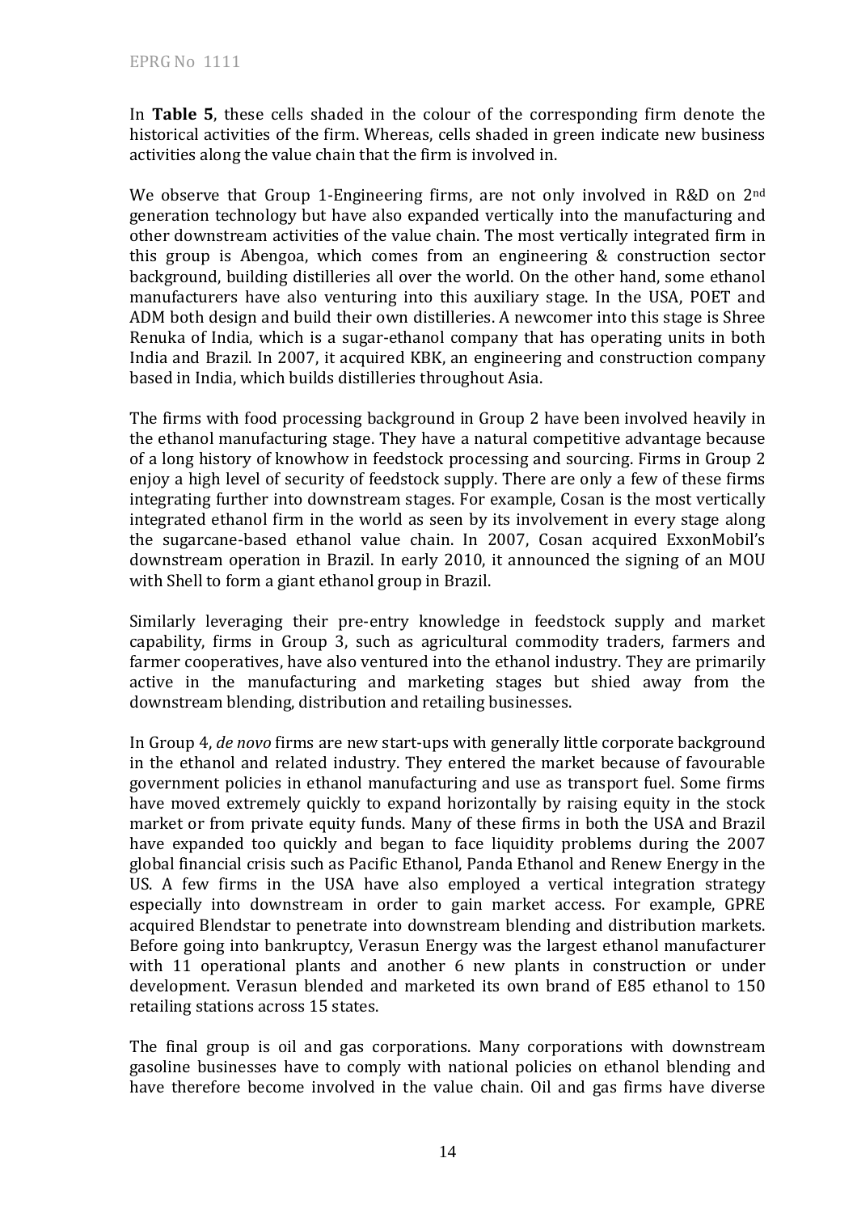In **Table 5**, these cells shaded in the colour of the corresponding firm denote the historical activities of the firm. Whereas, cells shaded in green indicate new business activities along the value chain that the firm is involved in.

We observe that Group 1-Engineering firms, are not only involved in R&D on 2[nd] generation technology but have also expanded vertically into the manufacturing and other downstream activities of the value chain. The most vertically integrated firm in this group is Abengoa, which comes from an engineering & construction sector background, building distilleries all over the world. On the other hand, some ethanol manufacturers have also venturing into this auxiliary stage. In the USA, POET and ADM both design and build their own distilleries. A newcomer into this stage is Shree Renuka of India, which is a sugar-ethanol company that has operating units in both India and Brazil. In 2007, it acquired KBK, an engineering and construction company based in India, which builds distilleries throughout Asia.

The firms with food processing background in Group 2 have been involved heavily in the ethanol manufacturing stage. They have a natural competitive advantage because of a long history of knowhow in feedstock processing and sourcing. Firms in Group 2 enjoy a high level of security of feedstock supply. There are only a few of these firms integrating further into downstream stages. For example, Cosan is the most vertically integrated ethanol firm in the world as seen by its involvement in every stage along the sugarcane-based ethanol value chain. In 2007, Cosan acquired ExxonMobil's downstream operation in Brazil. In early 2010, it announced the signing of an MOU with Shell to form a giant ethanol group in Brazil.

Similarly leveraging their pre-entry knowledge in feedstock supply and market capability, firms in Group 3, such as agricultural commodity traders, farmers and farmer cooperatives, have also ventured into the ethanol industry. They are primarily active in the manufacturing and marketing stages but shied away from the downstream blending, distribution and retailing businesses.

In Group 4, *de novo* firms are new start-ups with generally little corporate background in the ethanol and related industry. They entered the market because of favourable government policies in ethanol manufacturing and use as transport fuel. Some firms have moved extremely quickly to expand horizontally by raising equity in the stock market or from private equity funds. Many of these firms in both the USA and Brazil have expanded too quickly and began to face liquidity problems during the 2007 global financial crisis such as Pacific Ethanol, Panda Ethanol and Renew Energy in the US. A few firms in the USA have also employed a vertical integration strategy especially into downstream in order to gain market access. For example, GPRE acquired Blendstar to penetrate into downstream blending and distribution markets. Before going into bankruptcy, Verasun Energy was the largest ethanol manufacturer with 11 operational plants and another 6 new plants in construction or under development. Verasun blended and marketed its own brand of E85 ethanol to 150 retailing stations across 15 states.

The final group is oil and gas corporations. Many corporations with downstream gasoline businesses have to comply with national policies on ethanol blending and have therefore become involved in the value chain. Oil and gas firms have diverse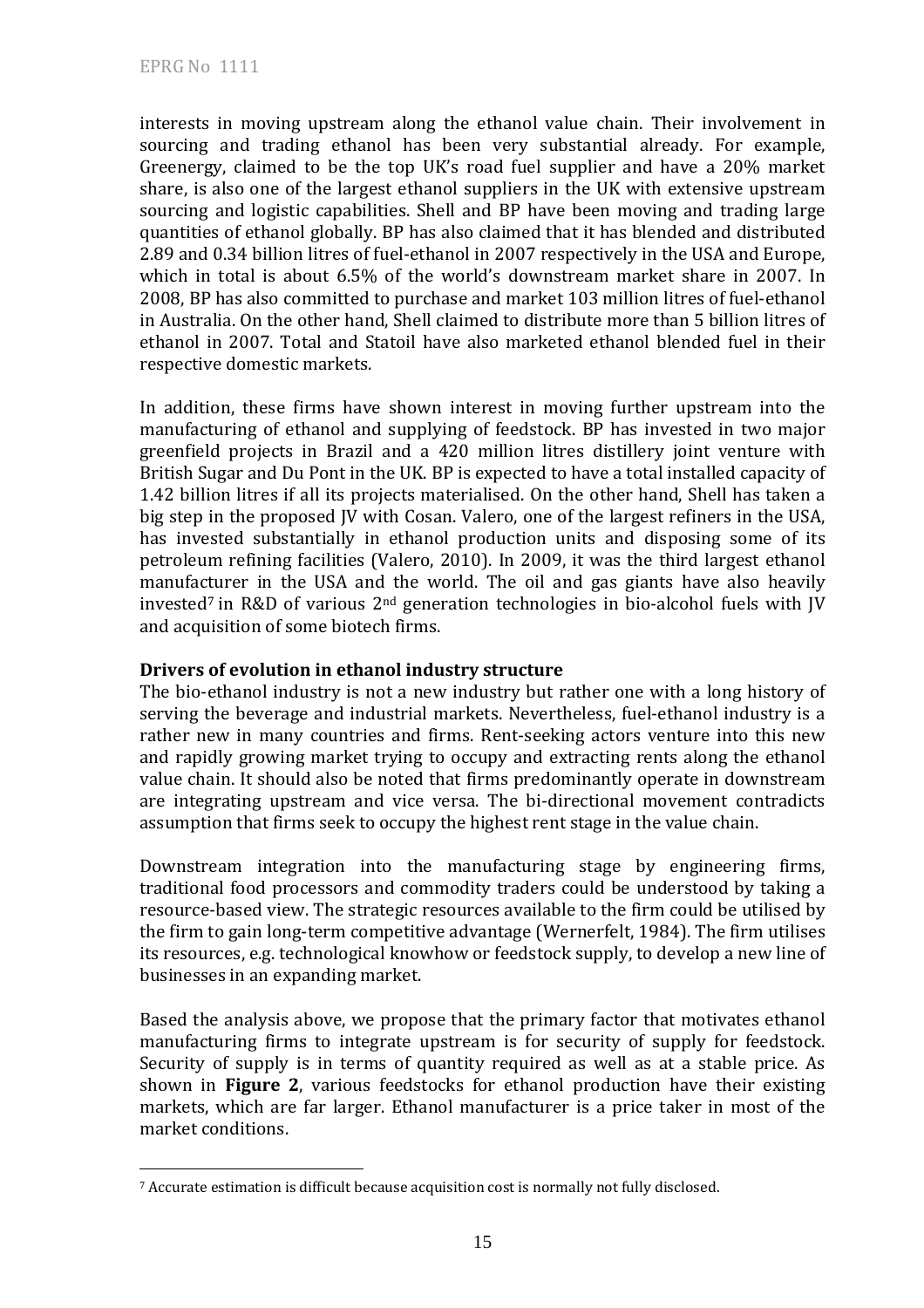interests in moving upstream along the ethanol value chain. Their involvement in sourcing and trading ethanol has been very substantial already. For example, Greenergy, claimed to be the top UK's road fuel supplier and have a 20% market share, is also one of the largest ethanol suppliers in the UK with extensive upstream sourcing and logistic capabilities. Shell and BP have been moving and trading large quantities of ethanol globally. BP has also claimed that it has blended and distributed 2.89 and 0.34 billion litres of fuel-ethanol in 2007 respectively in the USA and Europe, which in total is about 6.5% of the world's downstream market share in 2007. In 2008, BP has also committed to purchase and market 103 million litres of fuel-ethanol in Australia. On the other hand, Shell claimed to distribute more than 5 billion litres of ethanol in 2007. Total and Statoil have also marketed ethanol blended fuel in their respective domestic markets.

In addition, these firms have shown interest in moving further upstream into the manufacturing of ethanol and supplying of feedstock. BP has invested in two major greenfield projects in Brazil and a 420 million litres distillery joint venture with British Sugar and Du Pont in the UK. BP is expected to have a total installed capacity of 1.42 billion litres if all its projects materialised. On the other hand, Shell has taken a big step in the proposed JV with Cosan. Valero, one of the largest refiners in the USA, has invested substantially in ethanol production units and disposing some of its petroleum refining facilities (Valero, 2010). In 2009, it was the third largest ethanol manufacturer in the USA and the world. The oil and gas giants have also heavily invested[7] in R&D of various 2nd generation technologies in bio-alcohol fuels with JV and acquisition of some biotech firms.

**Drivers of evolution in ethanol industry structure**

The bio-ethanol industry is not a new industry but rather one with a long history of serving the beverage and industrial markets. Nevertheless, fuel-ethanol industry is a rather new in many countries and firms. Rent-seeking actors venture into this new and rapidly growing market trying to occupy and extracting rents along the ethanol value chain. It should also be noted that firms predominantly operate in downstream are integrating upstream and vice versa. The bi-directional movement contradicts assumption that firms seek to occupy the highest rent stage in the value chain.

Downstream integration into the manufacturing stage by engineering firms, traditional food processors and commodity traders could be understood by taking a resource-based view. The strategic resources available to the firm could be utilised by the firm to gain long-term competitive advantage (Wernerfelt, 1984). The firm utilises its resources, e.g. technological knowhow or feedstock supply, to develop a new line of businesses in an expanding market.

Based the analysis above, we propose that the primary factor that motivates ethanol manufacturing firms to integrate upstream is for security of supply for feedstock. Security of supply is in terms of quantity required as well as at a stable price. As shown in **Figure 2**, various feedstocks for ethanol production have their existing markets, which are far larger. Ethanol manufacturer is a price taker in most of the market conditions.

---

[7] Accurate estimation is difficult because acquisition cost is normally not fully disclosed.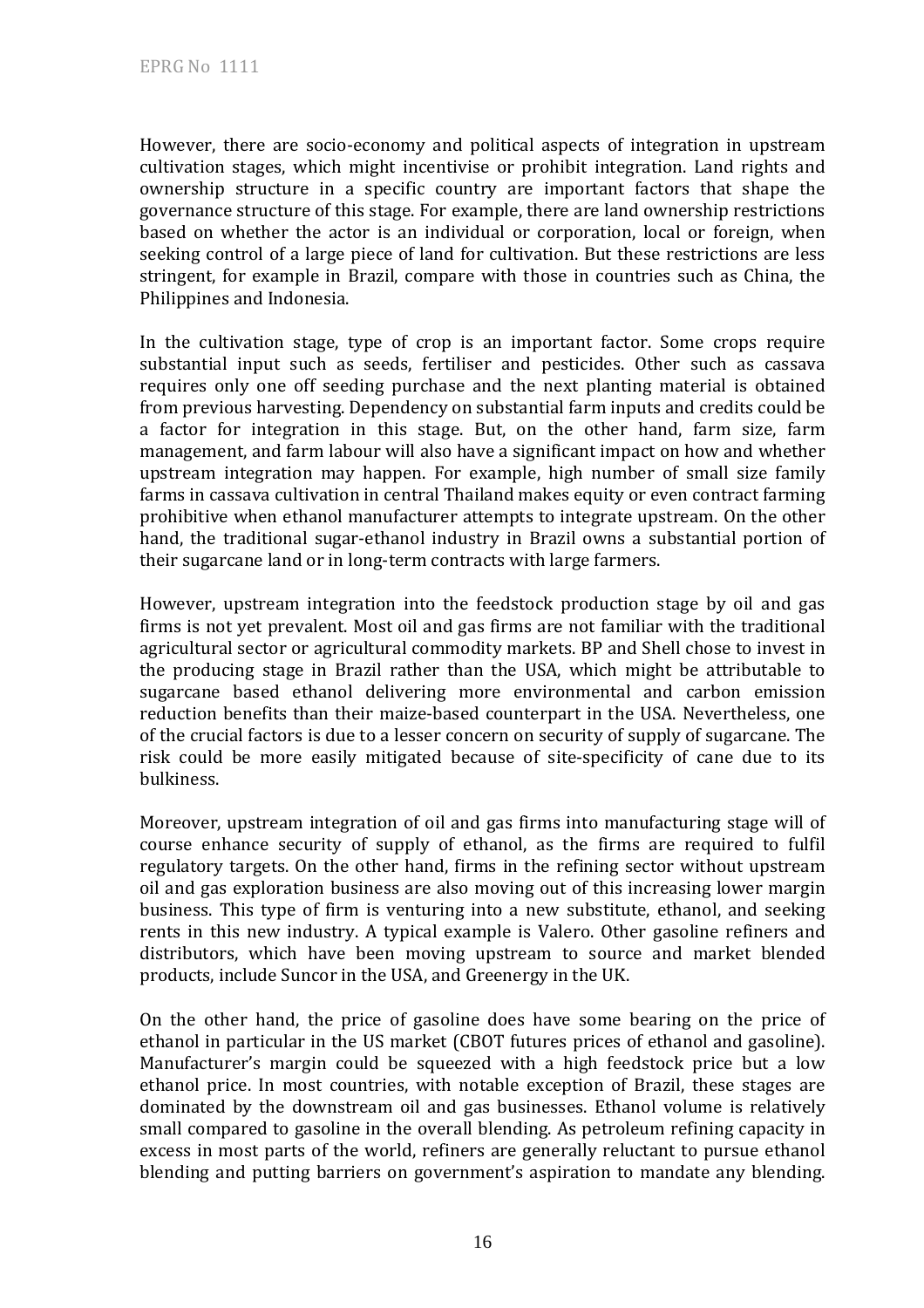However, there are socio-economy and political aspects of integration in upstream cultivation stages, which might incentivise or prohibit integration. Land rights and ownership structure in a specific country are important factors that shape the governance structure of this stage. For example, there are land ownership restrictions based on whether the actor is an individual or corporation, local or foreign, when seeking control of a large piece of land for cultivation. But these restrictions are less stringent, for example in Brazil, compare with those in countries such as China, the Philippines and Indonesia.

In the cultivation stage, type of crop is an important factor. Some crops require substantial input such as seeds, fertiliser and pesticides. Other such as cassava requires only one off seeding purchase and the next planting material is obtained from previous harvesting. Dependency on substantial farm inputs and credits could be a factor for integration in this stage. But, on the other hand, farm size, farm management, and farm labour will also have a significant impact on how and whether upstream integration may happen. For example, high number of small size family farms in cassava cultivation in central Thailand makes equity or even contract farming prohibitive when ethanol manufacturer attempts to integrate upstream. On the other hand, the traditional sugar-ethanol industry in Brazil owns a substantial portion of their sugarcane land or in long-term contracts with large farmers.

However, upstream integration into the feedstock production stage by oil and gas firms is not yet prevalent. Most oil and gas firms are not familiar with the traditional agricultural sector or agricultural commodity markets. BP and Shell chose to invest in the producing stage in Brazil rather than the USA, which might be attributable to sugarcane based ethanol delivering more environmental and carbon emission reduction benefits than their maize-based counterpart in the USA. Nevertheless, one of the crucial factors is due to a lesser concern on security of supply of sugarcane. The risk could be more easily mitigated because of site-specificity of cane due to its bulkiness.

Moreover, upstream integration of oil and gas firms into manufacturing stage will of course enhance security of supply of ethanol, as the firms are required to fulfil regulatory targets. On the other hand, firms in the refining sector without upstream oil and gas exploration business are also moving out of this increasing lower margin business. This type of firm is venturing into a new substitute, ethanol, and seeking rents in this new industry. A typical example is Valero. Other gasoline refiners and distributors, which have been moving upstream to source and market blended products, include Suncor in the USA, and Greenergy in the UK.

On the other hand, the price of gasoline does have some bearing on the price of ethanol in particular in the US market (CBOT futures prices of ethanol and gasoline). Manufacturer's margin could be squeezed with a high feedstock price but a low ethanol price. In most countries, with notable exception of Brazil, these stages are dominated by the downstream oil and gas businesses. Ethanol volume is relatively small compared to gasoline in the overall blending. As petroleum refining capacity in excess in most parts of the world, refiners are generally reluctant to pursue ethanol blending and putting barriers on government's aspiration to mandate any blending.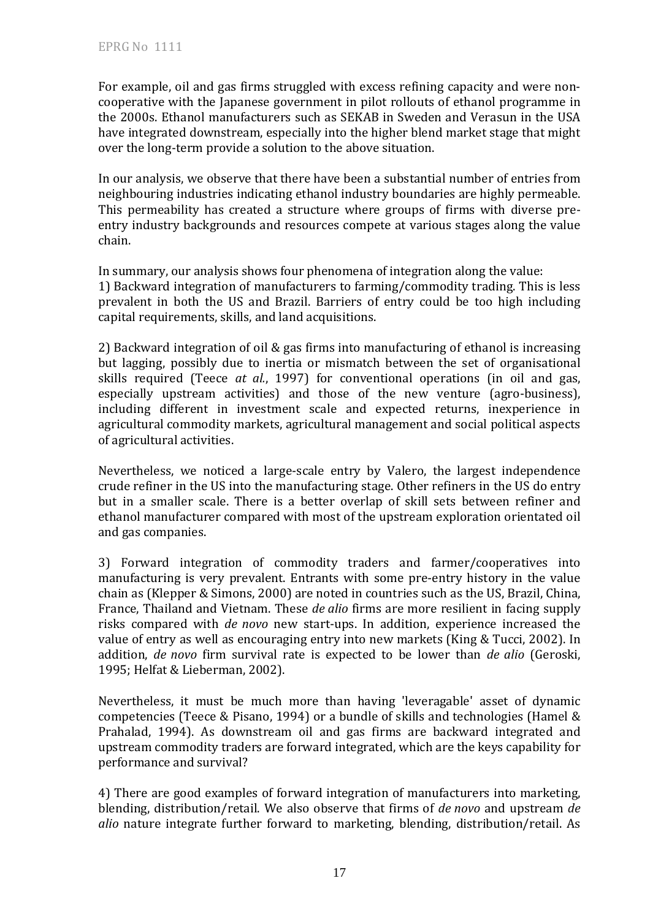For example, oil and gas firms struggled with excess refining capacity and were non-cooperative with the Japanese government in pilot rollouts of ethanol programme in the 2000s. Ethanol manufacturers such as SEKAB in Sweden and Verasun in the USA have integrated downstream, especially into the higher blend market stage that might over the long-term provide a solution to the above situation.

In our analysis, we observe that there have been a substantial number of entries from neighbouring industries indicating ethanol industry boundaries are highly permeable. This permeability has created a structure where groups of firms with diverse pre-entry industry backgrounds and resources compete at various stages along the value chain.

In summary, our analysis shows four phenomena of integration along the value:
1) Backward integration of manufacturers to farming/commodity trading. This is less prevalent in both the US and Brazil. Barriers of entry could be too high including capital requirements, skills, and land acquisitions.

2) Backward integration of oil & gas firms into manufacturing of ethanol is increasing but lagging, possibly due to inertia or mismatch between the set of organisational skills required (Teece *at al.*, 1997) for conventional operations (in oil and gas, especially upstream activities) and those of the new venture (agro-business), including different in investment scale and expected returns, inexperience in agricultural commodity markets, agricultural management and social political aspects of agricultural activities.

Nevertheless, we noticed a large-scale entry by Valero, the largest independence crude refiner in the US into the manufacturing stage. Other refiners in the US do entry but in a smaller scale. There is a better overlap of skill sets between refiner and ethanol manufacturer compared with most of the upstream exploration orientated oil and gas companies.

3) Forward integration of commodity traders and farmer/cooperatives into manufacturing is very prevalent. Entrants with some pre-entry history in the value chain as (Klepper & Simons, 2000) are noted in countries such as the US, Brazil, China, France, Thailand and Vietnam. These *de alio* firms are more resilient in facing supply risks compared with *de novo* new start-ups. In addition, experience increased the value of entry as well as encouraging entry into new markets (King & Tucci, 2002). In addition, *de novo* firm survival rate is expected to be lower than *de alio* (Geroski, 1995; Helfat & Lieberman, 2002).

Nevertheless, it must be much more than having 'leveragable' asset of dynamic competencies (Teece & Pisano, 1994) or a bundle of skills and technologies (Hamel & Prahalad, 1994). As downstream oil and gas firms are backward integrated and upstream commodity traders are forward integrated, which are the keys capability for performance and survival?

4) There are good examples of forward integration of manufacturers into marketing, blending, distribution/retail. We also observe that firms of *de novo* and upstream *de alio* nature integrate further forward to marketing, blending, distribution/retail. As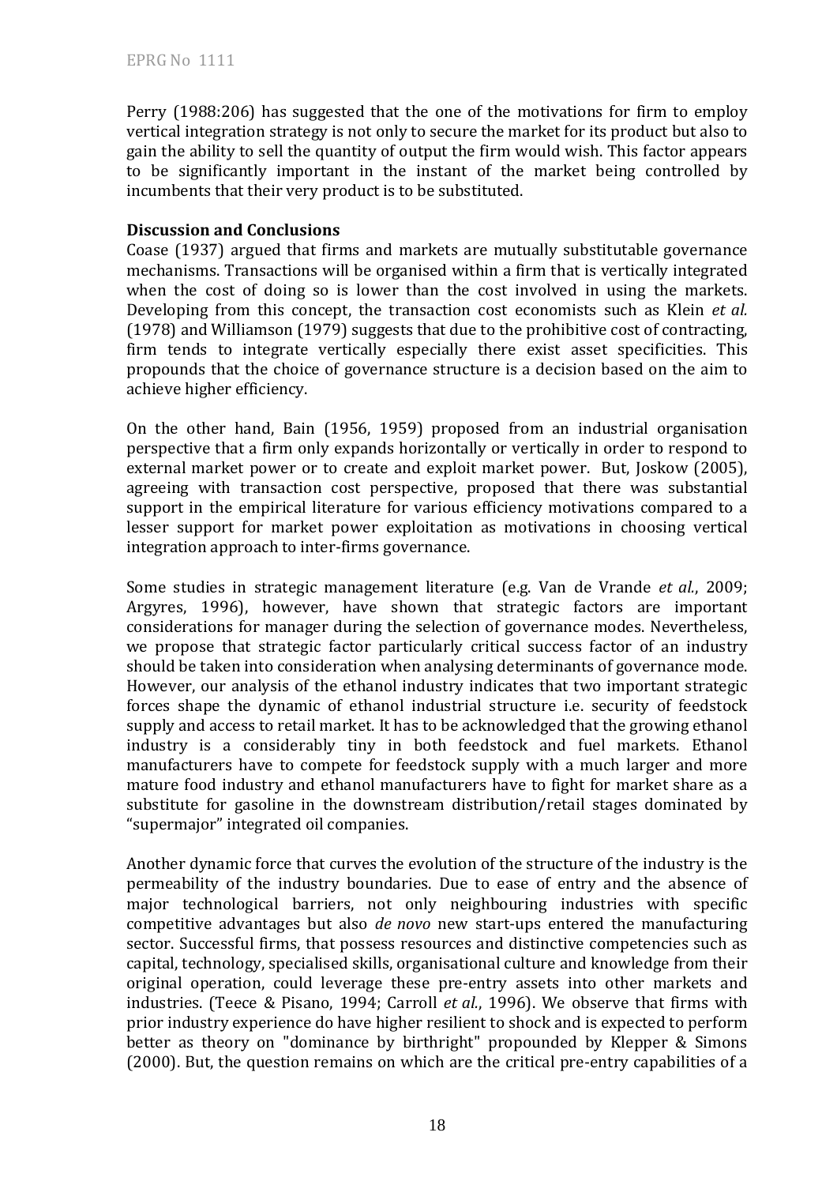Perry (1988:206) has suggested that the one of the motivations for firm to employ vertical integration strategy is not only to secure the market for its product but also to gain the ability to sell the quantity of output the firm would wish. This factor appears to be significantly important in the instant of the market being controlled by incumbents that their very product is to be substituted.

**Discussion and Conclusions**

Coase (1937) argued that firms and markets are mutually substitutable governance mechanisms. Transactions will be organised within a firm that is vertically integrated when the cost of doing so is lower than the cost involved in using the markets. Developing from this concept, the transaction cost economists such as Klein *et al.* (1978) and Williamson (1979) suggests that due to the prohibitive cost of contracting, firm tends to integrate vertically especially there exist asset specificities. This propounds that the choice of governance structure is a decision based on the aim to achieve higher efficiency.

On the other hand, Bain (1956, 1959) proposed from an industrial organisation perspective that a firm only expands horizontally or vertically in order to respond to external market power or to create and exploit market power. But, Joskow (2005), agreeing with transaction cost perspective, proposed that there was substantial support in the empirical literature for various efficiency motivations compared to a lesser support for market power exploitation as motivations in choosing vertical integration approach to inter-firms governance.

Some studies in strategic management literature (e.g. Van de Vrande *et al.*, 2009; Argyres, 1996), however, have shown that strategic factors are important considerations for manager during the selection of governance modes. Nevertheless, we propose that strategic factor particularly critical success factor of an industry should be taken into consideration when analysing determinants of governance mode. However, our analysis of the ethanol industry indicates that two important strategic forces shape the dynamic of ethanol industrial structure i.e. security of feedstock supply and access to retail market. It has to be acknowledged that the growing ethanol industry is a considerably tiny in both feedstock and fuel markets. Ethanol manufacturers have to compete for feedstock supply with a much larger and more mature food industry and ethanol manufacturers have to fight for market share as a substitute for gasoline in the downstream distribution/retail stages dominated by "supermajor" integrated oil companies.

Another dynamic force that curves the evolution of the structure of the industry is the permeability of the industry boundaries. Due to ease of entry and the absence of major technological barriers, not only neighbouring industries with specific competitive advantages but also *de novo* new start-ups entered the manufacturing sector. Successful firms, that possess resources and distinctive competencies such as capital, technology, specialised skills, organisational culture and knowledge from their original operation, could leverage these pre-entry assets into other markets and industries. (Teece & Pisano, 1994; Carroll *et al.*, 1996). We observe that firms with prior industry experience do have higher resilient to shock and is expected to perform better as theory on "dominance by birthright" propounded by Klepper & Simons (2000). But, the question remains on which are the critical pre-entry capabilities of a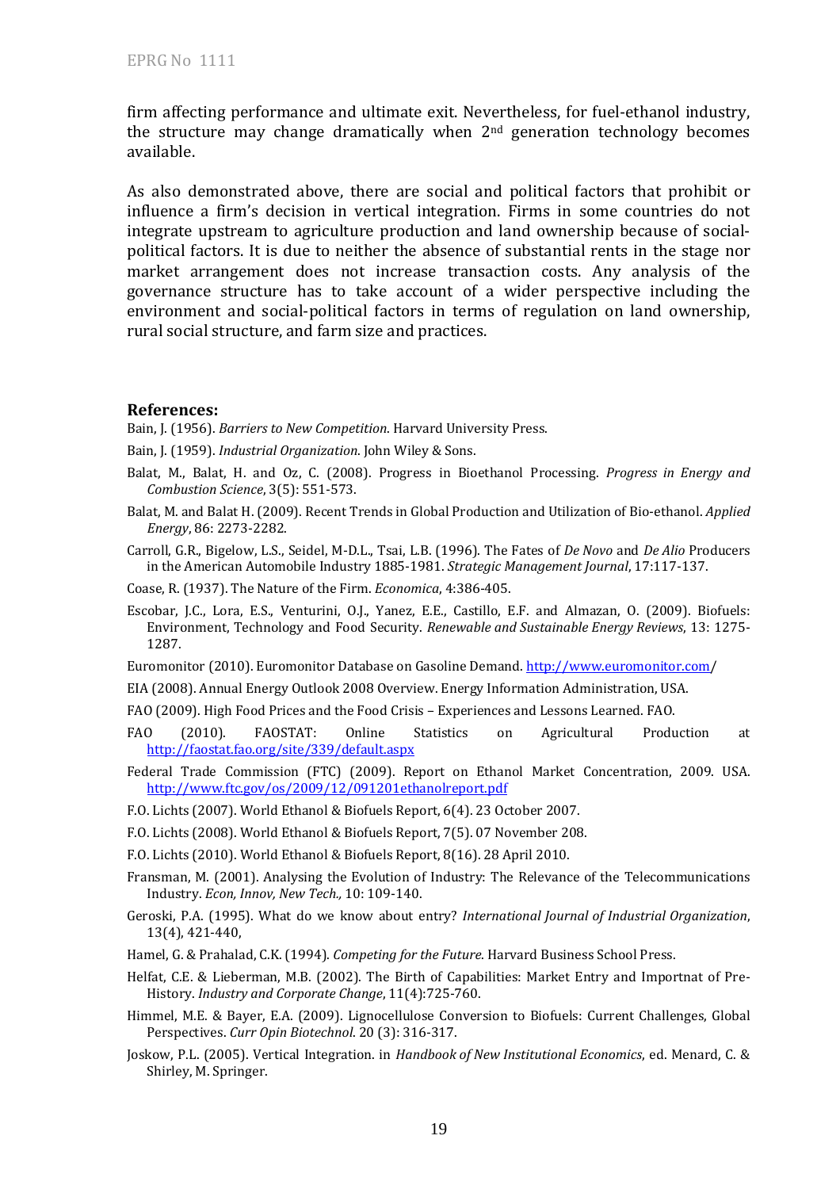firm affecting performance and ultimate exit. Nevertheless, for fuel-ethanol industry, the structure may change dramatically when 2nd generation technology becomes available.

As also demonstrated above, there are social and political factors that prohibit or influence a firm's decision in vertical integration. Firms in some countries do not integrate upstream to agriculture production and land ownership because of social-political factors. It is due to neither the absence of substantial rents in the stage nor market arrangement does not increase transaction costs. Any analysis of the governance structure has to take account of a wider perspective including the environment and social-political factors in terms of regulation on land ownership, rural social structure, and farm size and practices.

## References:

Bain, J. (1956). *Barriers to New Competition*. Harvard University Press.

Bain, J. (1959). *Industrial Organization*. John Wiley & Sons.

Balat, M., Balat, H. and Oz, C. (2008). Progress in Bioethanol Processing. *Progress in Energy and Combustion Science*, 3(5): 551-573.

Balat, M. and Balat H. (2009). Recent Trends in Global Production and Utilization of Bio-ethanol. *Applied Energy*, 86: 2273-2282.

Carroll, G.R., Bigelow, L.S., Seidel, M-D.L., Tsai, L.B. (1996). The Fates of *De Novo* and *De Alio* Producers in the American Automobile Industry 1885-1981. *Strategic Management Journal*, 17:117-137.

Coase, R. (1937). The Nature of the Firm. *Economica*, 4:386-405.

Escobar, J.C., Lora, E.S., Venturini, O.J., Yanez, E.E., Castillo, E.F. and Almazan, O. (2009). Biofuels: Environment, Technology and Food Security. *Renewable and Sustainable Energy Reviews*, 13: 1275-1287.

Euromonitor (2010). Euromonitor Database on Gasoline Demand. http://www.euromonitor.com/

EIA (2008). Annual Energy Outlook 2008 Overview. Energy Information Administration, USA.

FAO (2009). High Food Prices and the Food Crisis – Experiences and Lessons Learned. FAO.

FAO (2010). FAOSTAT: Online Statistics on Agricultural Production at http://faostat.fao.org/site/339/default.aspx

Federal Trade Commission (FTC) (2009). Report on Ethanol Market Concentration, 2009. USA. http://www.ftc.gov/os/2009/12/091201ethanolreport.pdf

F.O. Lichts (2007). World Ethanol & Biofuels Report, 6(4). 23 October 2007.

F.O. Lichts (2008). World Ethanol & Biofuels Report, 7(5). 07 November 208.

F.O. Lichts (2010). World Ethanol & Biofuels Report, 8(16). 28 April 2010.

Fransman, M. (2001). Analysing the Evolution of Industry: The Relevance of the Telecommunications Industry. *Econ, Innov, New Tech.,* 10: 109-140.

Geroski, P.A. (1995). What do we know about entry? *International Journal of Industrial Organization*, 13(4), 421-440,

Hamel, G. & Prahalad, C.K. (1994). *Competing for the Future*. Harvard Business School Press.

Helfat, C.E. & Lieberman, M.B. (2002). The Birth of Capabilities: Market Entry and Importnat of Pre-History. *Industry and Corporate Change*, 11(4):725-760.

Himmel, M.E. & Bayer, E.A. (2009). Lignocellulose Conversion to Biofuels: Current Challenges, Global Perspectives. *Curr Opin Biotechnol*. 20 (3): 316-317.

Joskow, P.L. (2005). Vertical Integration. in *Handbook of New Institutional Economics*, ed. Menard, C. & Shirley, M. Springer.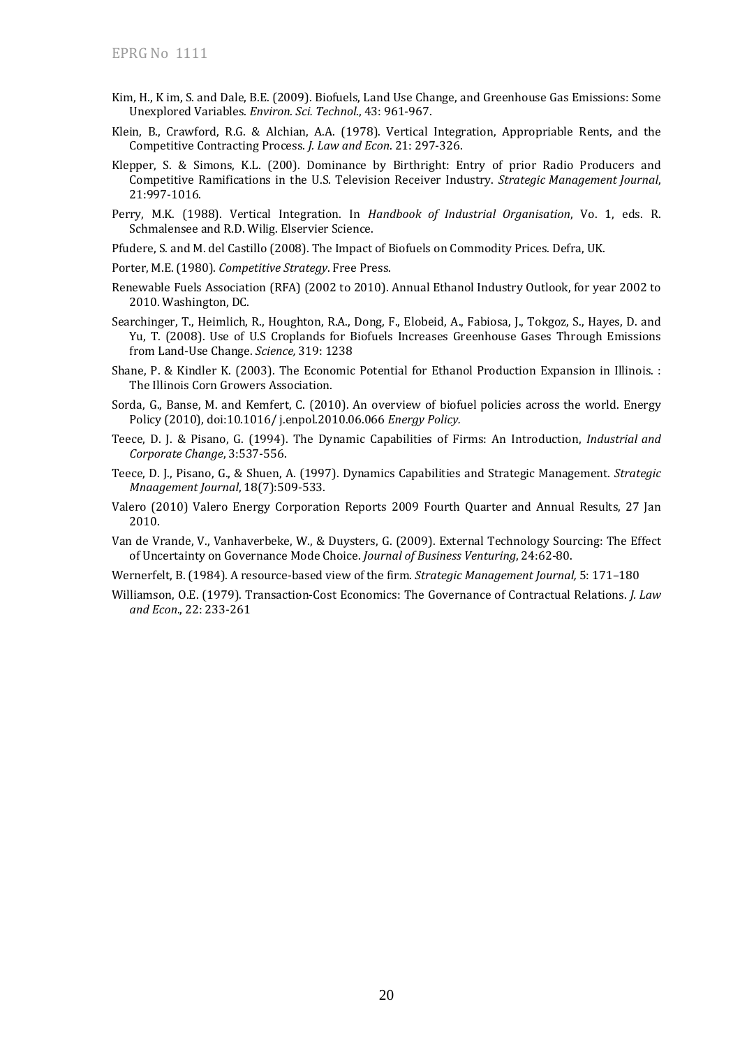Kim, H., K im, S. and Dale, B.E. (2009). Biofuels, Land Use Change, and Greenhouse Gas Emissions: Some Unexplored Variables. *Environ. Sci. Technol.*, 43: 961-967.

Klein, B., Crawford, R.G. & Alchian, A.A. (1978). Vertical Integration, Appropriable Rents, and the Competitive Contracting Process. *J. Law and Econ*. 21: 297-326.

Klepper, S. & Simons, K.L. (200). Dominance by Birthright: Entry of prior Radio Producers and Competitive Ramifications in the U.S. Television Receiver Industry. *Strategic Management Journal*, 21:997-1016.

Perry, M.K. (1988). Vertical Integration. In *Handbook of Industrial Organisation*, Vo. 1, eds. R. Schmalensee and R.D. Wilig. Elservier Science.

Pfudere, S. and M. del Castillo (2008). The Impact of Biofuels on Commodity Prices. Defra, UK.

Porter, M.E. (1980). *Competitive Strategy*. Free Press.

Renewable Fuels Association (RFA) (2002 to 2010). Annual Ethanol Industry Outlook, for year 2002 to 2010. Washington, DC.

Searchinger, T., Heimlich, R., Houghton, R.A., Dong, F., Elobeid, A., Fabiosa, J., Tokgoz, S., Hayes, D. and Yu, T. (2008). Use of U.S Croplands for Biofuels Increases Greenhouse Gases Through Emissions from Land-Use Change. *Science,* 319: 1238

Shane, P. & Kindler K. (2003). The Economic Potential for Ethanol Production Expansion in Illinois. : The Illinois Corn Growers Association.

Sorda, G., Banse, M. and Kemfert, C. (2010). An overview of biofuel policies across the world. Energy Policy (2010), doi:10.1016/ j.enpol.2010.06.066 *Energy Policy.*

Teece, D. J. & Pisano, G. (1994). The Dynamic Capabilities of Firms: An Introduction, *Industrial and Corporate Change*, 3:537-556.

Teece, D. J., Pisano, G., & Shuen, A. (1997). Dynamics Capabilities and Strategic Management. *Strategic Mnaagement Journal*, 18(7):509-533.

Valero (2010) Valero Energy Corporation Reports 2009 Fourth Quarter and Annual Results, 27 Jan 2010.

Van de Vrande, V., Vanhaverbeke, W., & Duysters, G. (2009). External Technology Sourcing: The Effect of Uncertainty on Governance Mode Choice. *Journal of Business Venturing*, 24:62-80.

Wernerfelt, B. (1984). A resource-based view of the firm. *Strategic Management Journal,* 5: 171–180

Williamson, O.E. (1979). Transaction-Cost Economics: The Governance of Contractual Relations. *J. Law and Econ*., 22: 233-261